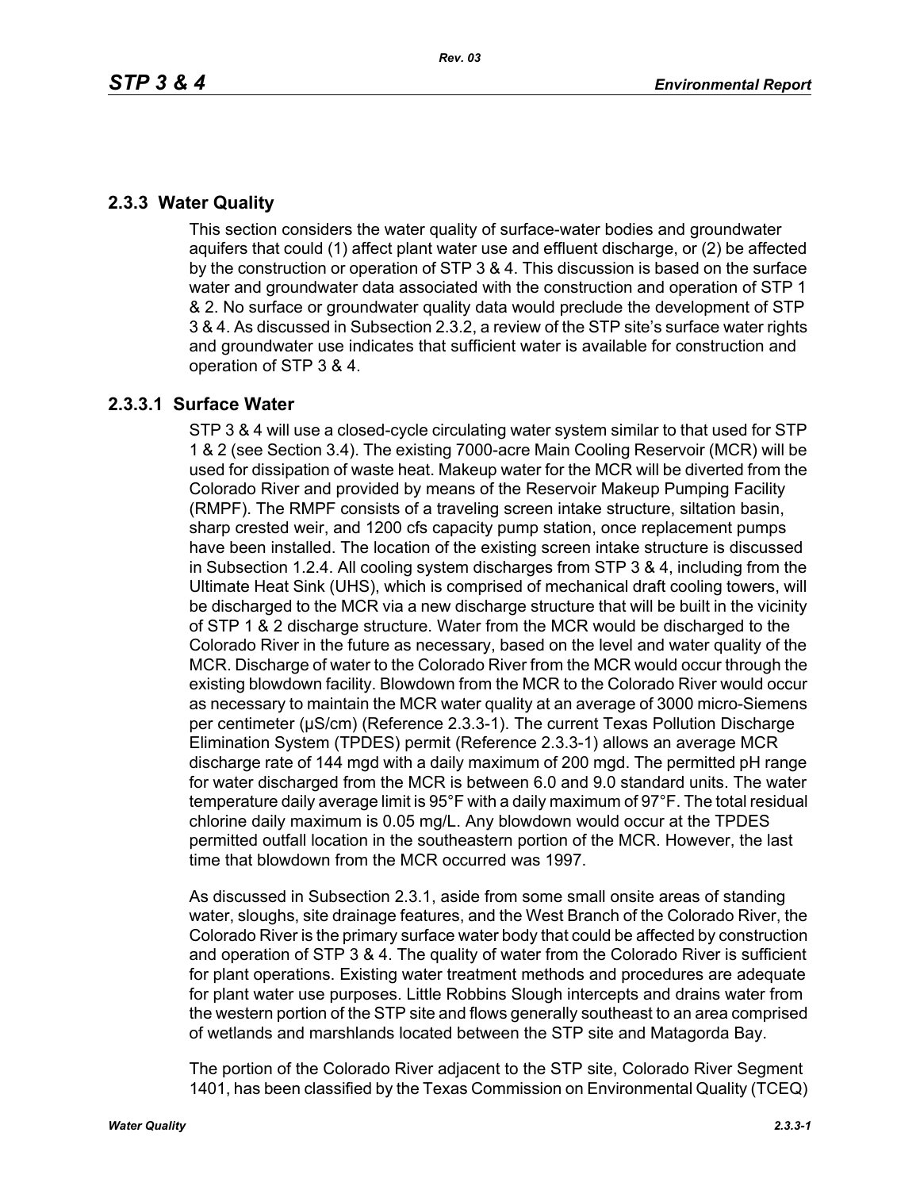## 2.3.3 Water Quality

This section considers the water quality of surface-water bodies and groundwater aquifers that could (1) affect plant water use and effluent discharge, or (2) be affected by the construction or operation of STP 3 & 4. This discussion is based on the surface water and groundwater data associated with the construction and operation of STP 1 & 2. No surface or groundwater quality data would preclude the development of STP 3 & 4. As discussed in Subsection 2.3.2, a review of the STP site's surface water rights and groundwater use indicates that sufficient water is available for construction and operation of STP 3 & 4.

### 2.3.3.1 Surface Water

STP 3 & 4 will use a closed-cycle circulating water system similar to that used for STP 1 & 2 (see Section 3.4). The existing 7000-acre Main Cooling Reservoir (MCR) will be used for dissipation of waste heat. Makeup water for the MCR will be diverted from the Colorado River and provided by means of the Reservoir Makeup Pumping Facility (RMPF). The RMPF consists of a traveling screen intake structure, siltation basin, sharp crested weir, and 1200 cfs capacity pump station, once replacement pumps have been installed. The location of the existing screen intake structure is discussed in Subsection 1.2.4. All cooling system discharges from STP 3 & 4, including from the Ultimate Heat Sink (UHS), which is comprised of mechanical draft cooling towers, will be discharged to the MCR via a new discharge structure that will be built in the vicinity of STP 1 & 2 discharge structure. Water from the MCR would be discharged to the Colorado River in the future as necessary, based on the level and water quality of the MCR. Discharge of water to the Colorado River from the MCR would occur through the existing blowdown facility. Blowdown from the MCR to the Colorado River would occur as necessary to maintain the MCR water quality at an average of 3000 micro-Siemens per centimeter (μS/cm) (Reference 2.3.3-1). The current Texas Pollution Discharge Elimination System (TPDES) permit (Reference 2.3.3-1) allows an average MCR discharge rate of 144 mgd with a daily maximum of 200 mgd. The permitted pH range for water discharged from the MCR is between 6.0 and 9.0 standard units. The water temperature daily average limit is 95°F with a daily maximum of 97°F. The total residual chlorine daily maximum is 0.05 mg/L. Any blowdown would occur at the TPDES permitted outfall location in the southeastern portion of the MCR. However, the last time that blowdown from the MCR occurred was 1997.

As discussed in Subsection 2.3.1, aside from some small onsite areas of standing water, sloughs, site drainage features, and the West Branch of the Colorado River, the Colorado River is the primary surface water body that could be affected by construction and operation of STP 3 & 4. The quality of water from the Colorado River is sufficient for plant operations. Existing water treatment methods and procedures are adequate for plant water use purposes. Little Robbins Slough intercepts and drains water from the western portion of the STP site and flows generally southeast to an area comprised of wetlands and marshlands located between the STP site and Matagorda Bay.

The portion of the Colorado River adjacent to the STP site, Colorado River Segment 1401, has been classified by the Texas Commission on Environmental Quality (TCEQ)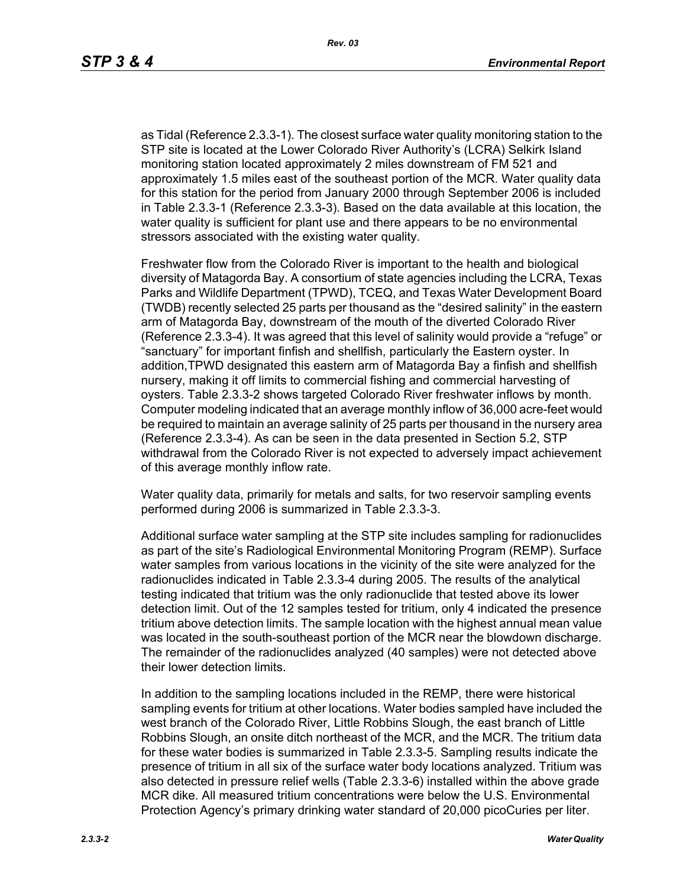as Tidal (Reference 2.3.3-1). The closest surface water quality monitoring station to the STP site is located at the Lower Colorado River Authority's (LCRA) Selkirk Island monitoring station located approximately 2 miles downstream of FM 521 and approximately 1.5 miles east of the southeast portion of the MCR. Water quality data for this station for the period from January 2000 through September 2006 is included in Table 2.3.3-1 (Reference 2.3.3-3). Based on the data available at this location, the water quality is sufficient for plant use and there appears to be no environmental stressors associated with the existing water quality.

Freshwater flow from the Colorado River is important to the health and biological diversity of Matagorda Bay. A consortium of state agencies including the LCRA, Texas Parks and Wildlife Department (TPWD), TCEQ, and Texas Water Development Board (TWDB) recently selected 25 parts per thousand as the "desired salinity" in the eastern arm of Matagorda Bay, downstream of the mouth of the diverted Colorado River (Reference 2.3.3-4). It was agreed that this level of salinity would provide a "refuge" or "sanctuary" for important finfish and shellfish, particularly the Eastern oyster. In addition,TPWD designated this eastern arm of Matagorda Bay a finfish and shellfish nursery, making it off limits to commercial fishing and commercial harvesting of oysters. Table 2.3.3-2 shows targeted Colorado River freshwater inflows by month. Computer modeling indicated that an average monthly inflow of 36,000 acre-feet would be required to maintain an average salinity of 25 parts per thousand in the nursery area (Reference 2.3.3-4). As can be seen in the data presented in Section 5.2, STP withdrawal from the Colorado River is not expected to adversely impact achievement of this average monthly inflow rate.

Water quality data, primarily for metals and salts, for two reservoir sampling events performed during 2006 is summarized in Table 2.3.3-3.

Additional surface water sampling at the STP site includes sampling for radionuclides as part of the site's Radiological Environmental Monitoring Program (REMP). Surface water samples from various locations in the vicinity of the site were analyzed for the radionuclides indicated in Table 2.3.3-4 during 2005. The results of the analytical testing indicated that tritium was the only radionuclide that tested above its lower detection limit. Out of the 12 samples tested for tritium, only 4 indicated the presence tritium above detection limits. The sample location with the highest annual mean value was located in the south-southeast portion of the MCR near the blowdown discharge. The remainder of the radionuclides analyzed (40 samples) were not detected above their lower detection limits.

In addition to the sampling locations included in the REMP, there were historical sampling events for tritium at other locations. Water bodies sampled have included the west branch of the Colorado River, Little Robbins Slough, the east branch of Little Robbins Slough, an onsite ditch northeast of the MCR, and the MCR. The tritium data for these water bodies is summarized in Table 2.3.3-5. Sampling results indicate the presence of tritium in all six of the surface water body locations analyzed. Tritium was also detected in pressure relief wells (Table 2.3.3-6) installed within the above grade MCR dike. All measured tritium concentrations were below the U.S. Environmental Protection Agency's primary drinking water standard of 20,000 picoCuries per liter.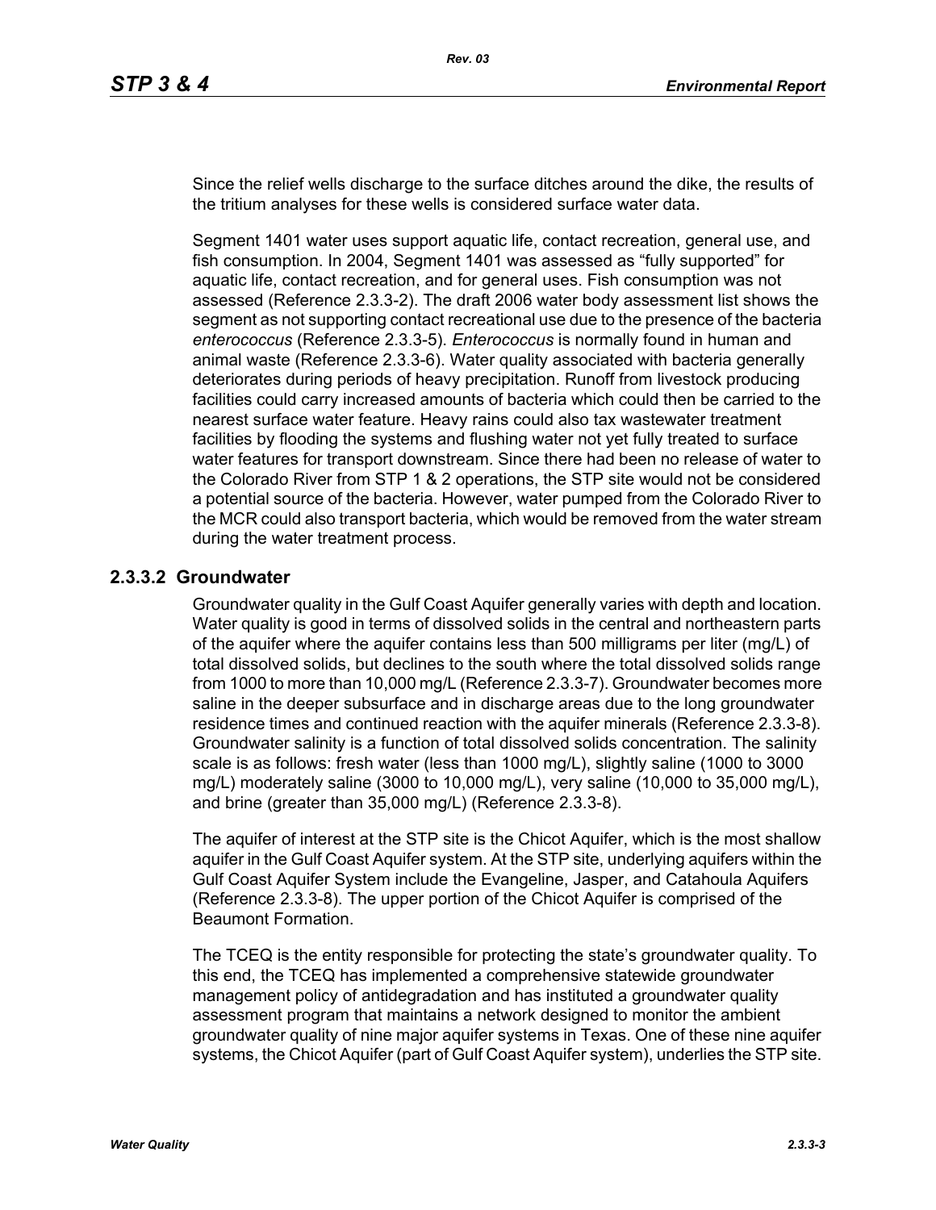Since the relief wells discharge to the surface ditches around the dike, the results of the tritium analyses for these wells is considered surface water data.

Segment 1401 water uses support aquatic life, contact recreation, general use, and fish consumption. In 2004, Segment 1401 was assessed as "fully supported" for aquatic life, contact recreation, and for general uses. Fish consumption was not assessed (Reference 2.3.3-2). The draft 2006 water body assessment list shows the segment as not supporting contact recreational use due to the presence of the bacteria *enterococcus* (Reference 2.3.3-5). *Enterococcus* is normally found in human and animal waste (Reference 2.3.3-6). Water quality associated with bacteria generally deteriorates during periods of heavy precipitation. Runoff from livestock producing facilities could carry increased amounts of bacteria which could then be carried to the nearest surface water feature. Heavy rains could also tax wastewater treatment facilities by flooding the systems and flushing water not yet fully treated to surface water features for transport downstream. Since there had been no release of water to the Colorado River from STP 1 & 2 operations, the STP site would not be considered a potential source of the bacteria. However, water pumped from the Colorado River to the MCR could also transport bacteria, which would be removed from the water stream during the water treatment process.

### 2.3.3.2 Groundwater

Groundwater quality in the Gulf Coast Aquifer generally varies with depth and location. Water quality is good in terms of dissolved solids in the central and northeastern parts of the aquifer where the aquifer contains less than 500 milligrams per liter (mg/L) of total dissolved solids, but declines to the south where the total dissolved solids range from 1000 to more than 10,000 mg/L (Reference 2.3.3-7). Groundwater becomes more saline in the deeper subsurface and in discharge areas due to the long groundwater residence times and continued reaction with the aquifer minerals (Reference 2.3.3-8). Groundwater salinity is a function of total dissolved solids concentration. The salinity scale is as follows: fresh water (less than 1000 mg/L), slightly saline (1000 to 3000 mg/L) moderately saline (3000 to 10,000 mg/L), very saline (10,000 to 35,000 mg/L), and brine (greater than 35,000 mg/L) (Reference 2.3.3-8).

The aquifer of interest at the STP site is the Chicot Aquifer, which is the most shallow aquifer in the Gulf Coast Aquifer system. At the STP site, underlying aquifers within the Gulf Coast Aquifer System include the Evangeline, Jasper, and Catahoula Aquifers (Reference 2.3.3-8). The upper portion of the Chicot Aquifer is comprised of the Beaumont Formation.

The TCEQ is the entity responsible for protecting the state's groundwater quality. To this end, the TCEQ has implemented a comprehensive statewide groundwater management policy of antidegradation and has instituted a groundwater quality assessment program that maintains a network designed to monitor the ambient groundwater quality of nine major aquifer systems in Texas. One of these nine aquifer systems, the Chicot Aquifer (part of Gulf Coast Aquifer system), underlies the STP site.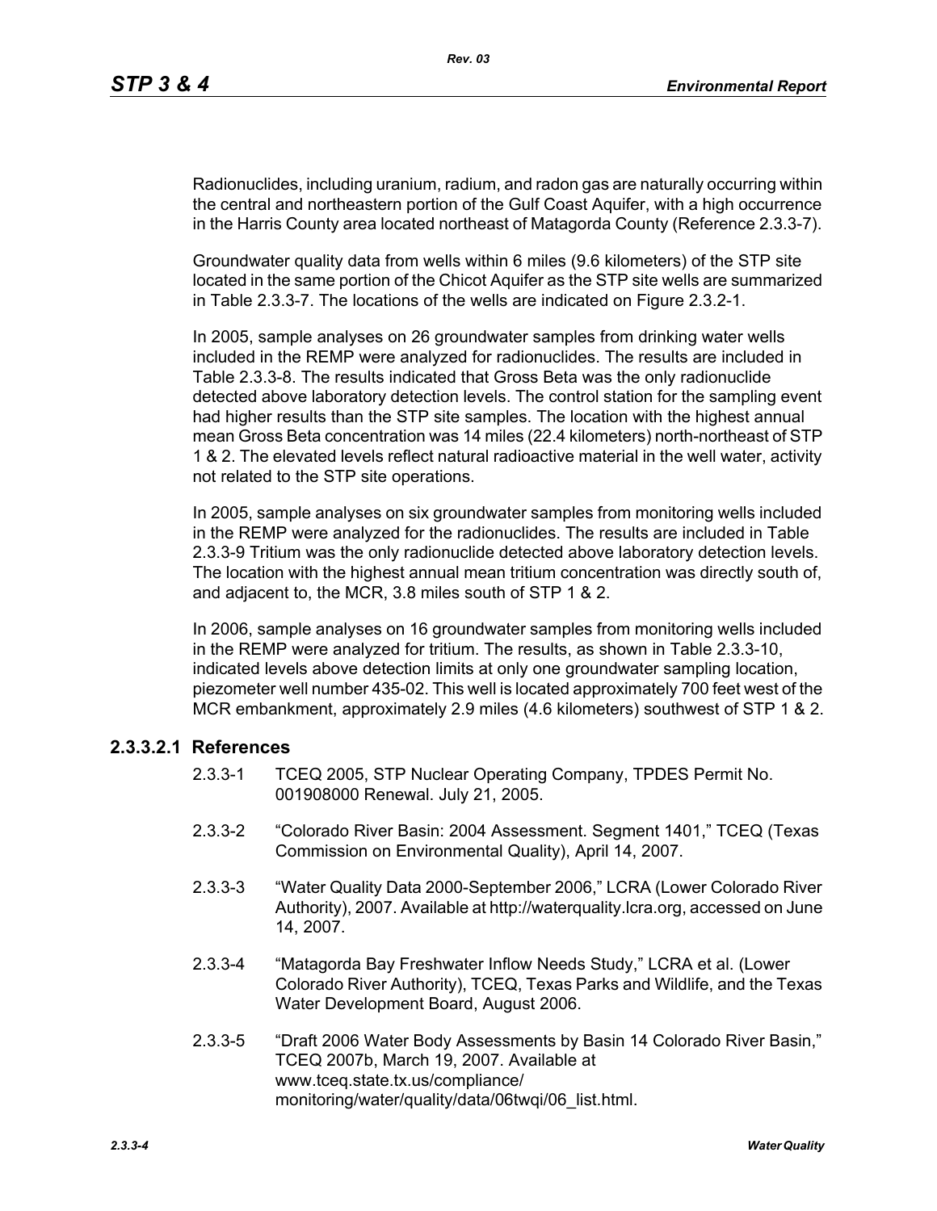Radionuclides, including uranium, radium, and radon gas are naturally occurring within the central and northeastern portion of the Gulf Coast Aquifer, with a high occurrence in the Harris County area located northeast of Matagorda County (Reference 2.3.3-7).

Groundwater quality data from wells within 6 miles (9.6 kilometers) of the STP site located in the same portion of the Chicot Aquifer as the STP site wells are summarized in Table 2.3.3-7. The locations of the wells are indicated on Figure 2.3.2-1.

In 2005, sample analyses on 26 groundwater samples from drinking water wells included in the REMP were analyzed for radionuclides. The results are included in Table 2.3.3-8. The results indicated that Gross Beta was the only radionuclide detected above laboratory detection levels. The control station for the sampling event had higher results than the STP site samples. The location with the highest annual mean Gross Beta concentration was 14 miles (22.4 kilometers) north-northeast of STP 1 & 2. The elevated levels reflect natural radioactive material in the well water, activity not related to the STP site operations.

In 2005, sample analyses on six groundwater samples from monitoring wells included in the REMP were analyzed for the radionuclides. The results are included in Table 2.3.3-9 Tritium was the only radionuclide detected above laboratory detection levels. The location with the highest annual mean tritium concentration was directly south of, and adjacent to, the MCR, 3.8 miles south of STP 1 & 2.

In 2006, sample analyses on 16 groundwater samples from monitoring wells included in the REMP were analyzed for tritium. The results, as shown in Table 2.3.3-10, indicated levels above detection limits at only one groundwater sampling location, piezometer well number 435-02. This well is located approximately 700 feet west of the MCR embankment, approximately 2.9 miles (4.6 kilometers) southwest of STP 1 & 2.

### 2.3.3.2.1 References

2.3.3-1 TCEQ 2005, STP Nuclear Operating Company, TPDES Permit No. 001908000 Renewal. July 21, 2005.

2.3.3-2 "Colorado River Basin: 2004 Assessment. Segment 1401," TCEQ (Texas Commission on Environmental Quality), April 14, 2007.

2.3.3-3 "Water Quality Data 2000-September 2006," LCRA (Lower Colorado River Authority), 2007. Available at http://waterquality.lcra.org, accessed on June 14, 2007.

2.3.3-4 "Matagorda Bay Freshwater Inflow Needs Study," LCRA et al. (Lower Colorado River Authority), TCEQ, Texas Parks and Wildlife, and the Texas Water Development Board, August 2006.

2.3.3-5 "Draft 2006 Water Body Assessments by Basin 14 Colorado River Basin," TCEQ 2007b, March 19, 2007. Available at www.tceq.state.tx.us/compliance/monitoring/water/quality/data/06twqi/06_list.html.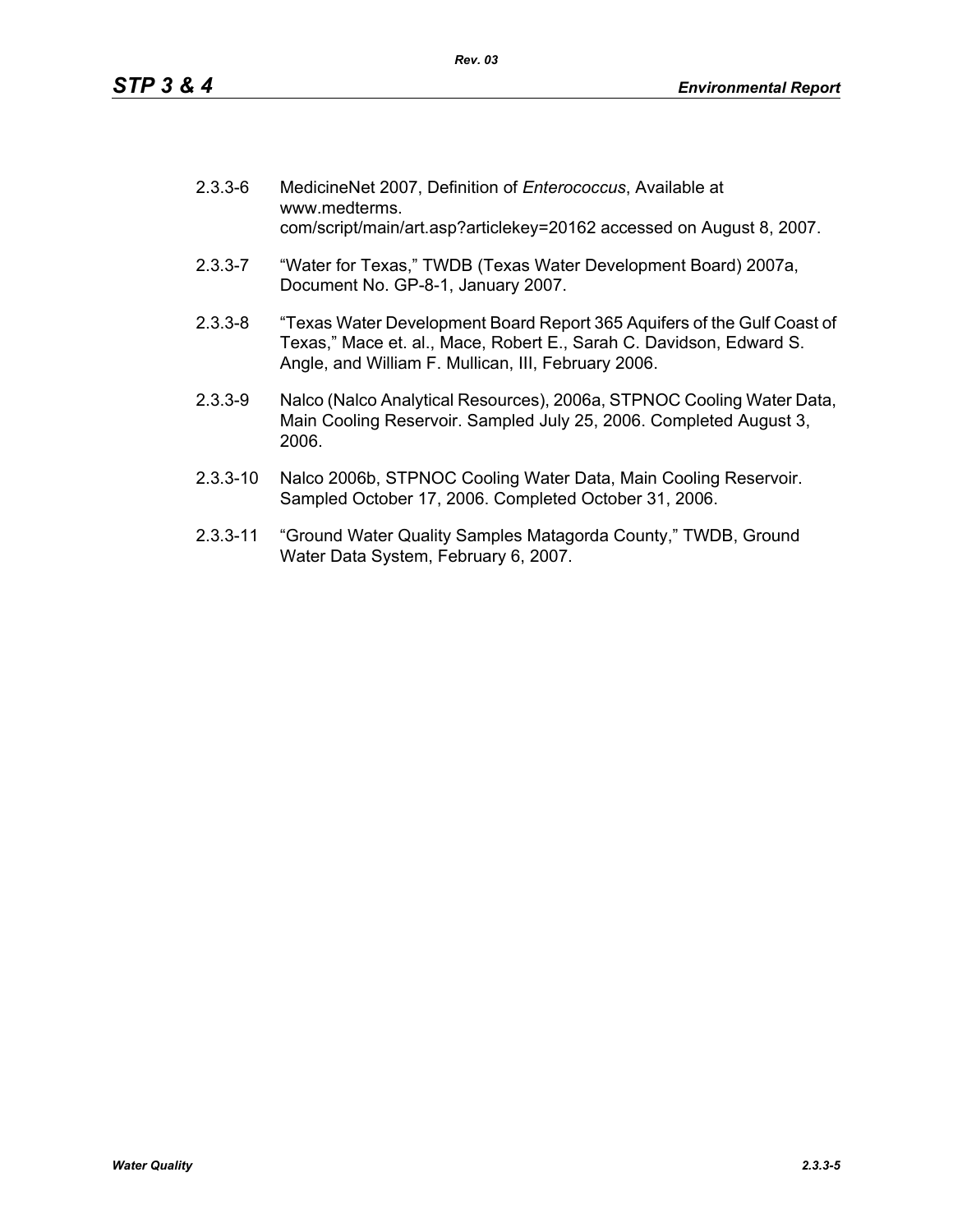2.3.3-6 MedicineNet 2007, Definition of *Enterococcus*, Available at www.medterms. com/script/main/art.asp?articlekey=20162 accessed on August 8, 2007.

2.3.3-7 "Water for Texas," TWDB (Texas Water Development Board) 2007a, Document No. GP-8-1, January 2007.

2.3.3-8 "Texas Water Development Board Report 365 Aquifers of the Gulf Coast of Texas," Mace et. al., Mace, Robert E., Sarah C. Davidson, Edward S. Angle, and William F. Mullican, III, February 2006.

2.3.3-9 Nalco (Nalco Analytical Resources), 2006a, STPNOC Cooling Water Data, Main Cooling Reservoir. Sampled July 25, 2006. Completed August 3, 2006.

2.3.3-10 Nalco 2006b, STPNOC Cooling Water Data, Main Cooling Reservoir. Sampled October 17, 2006. Completed October 31, 2006.

2.3.3-11 "Ground Water Quality Samples Matagorda County," TWDB, Ground Water Data System, February 6, 2007.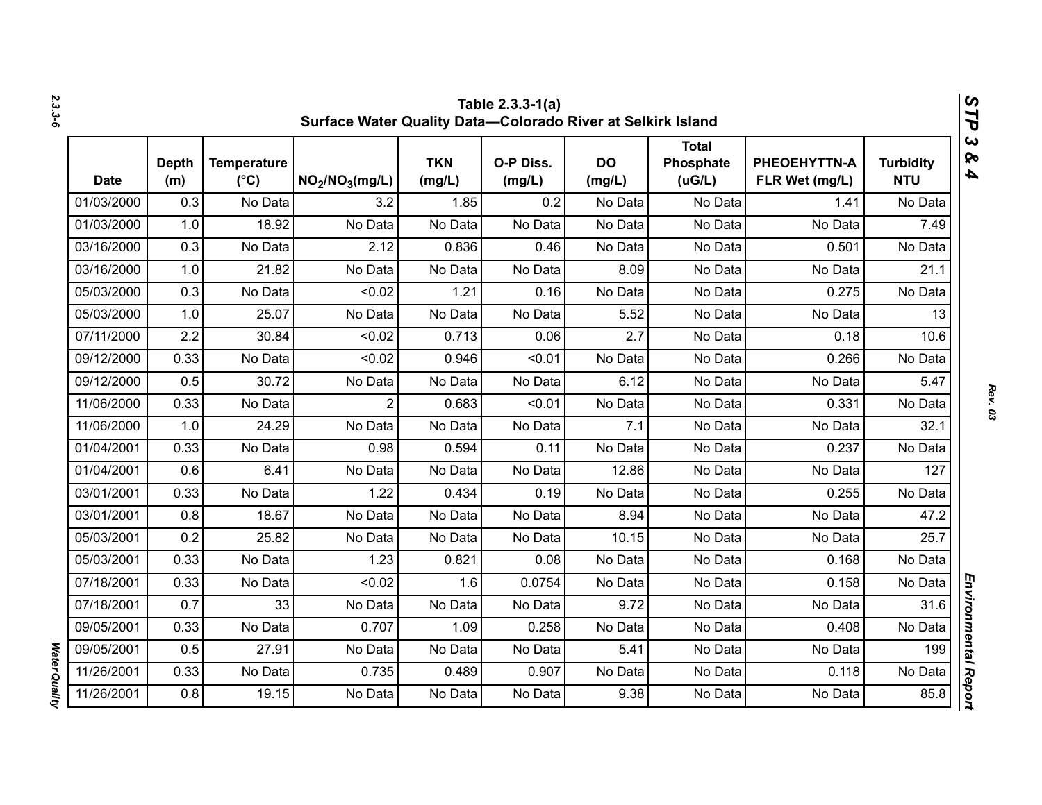## Table 2.3.3-1(a) Surface Water Quality Data—Colorado River at Selkirk Island

| Date | Depth (m) | Temperature (°C) | $NO_2/NO_3$(mg/L) | TKN (mg/L) | O-P Diss. (mg/L) | DO (mg/L) | Total Phosphate (uG/L) | PHEOEHYTTN-A FLR Wet (mg/L) | Turbidity NTU |
|---|---|---|---|---|---|---|---|---|---|
| 01/03/2000 | 0.3 | No Data | 3.2 | 1.85 | 0.2 | No Data | No Data | 1.41 | No Data |
| 01/03/2000 | 1.0 | 18.92 | No Data | No Data | No Data | No Data | No Data | No Data | 7.49 |
| 03/16/2000 | 0.3 | No Data | 2.12 | 0.836 | 0.46 | No Data | No Data | 0.501 | No Data |
| 03/16/2000 | 1.0 | 21.82 | No Data | No Data | No Data | 8.09 | No Data | No Data | 21.1 |
| 05/03/2000 | 0.3 | No Data | <0.02 | 1.21 | 0.16 | No Data | No Data | 0.275 | No Data |
| 05/03/2000 | 1.0 | 25.07 | No Data | No Data | No Data | 5.52 | No Data | No Data | 13 |
| 07/11/2000 | 2.2 | 30.84 | <0.02 | 0.713 | 0.06 | 2.7 | No Data | 0.18 | 10.6 |
| 09/12/2000 | 0.33 | No Data | <0.02 | 0.946 | <0.01 | No Data | No Data | 0.266 | No Data |
| 09/12/2000 | 0.5 | 30.72 | No Data | No Data | No Data | 6.12 | No Data | No Data | 5.47 |
| 11/06/2000 | 0.33 | No Data | 2 | 0.683 | <0.01 | No Data | No Data | 0.331 | No Data |
| 11/06/2000 | 1.0 | 24.29 | No Data | No Data | No Data | 7.1 | No Data | No Data | 32.1 |
| 01/04/2001 | 0.33 | No Data | 0.98 | 0.594 | 0.11 | No Data | No Data | 0.237 | No Data |
| 01/04/2001 | 0.6 | 6.41 | No Data | No Data | No Data | 12.86 | No Data | No Data | 127 |
| 03/01/2001 | 0.33 | No Data | 1.22 | 0.434 | 0.19 | No Data | No Data | 0.255 | No Data |
| 03/01/2001 | 0.8 | 18.67 | No Data | No Data | No Data | 8.94 | No Data | No Data | 47.2 |
| 05/03/2001 | 0.2 | 25.82 | No Data | No Data | No Data | 10.15 | No Data | No Data | 25.7 |
| 05/03/2001 | 0.33 | No Data | 1.23 | 0.821 | 0.08 | No Data | No Data | 0.168 | No Data |
| 07/18/2001 | 0.33 | No Data | <0.02 | 1.6 | 0.0754 | No Data | No Data | 0.158 | No Data |
| 07/18/2001 | 0.7 | 33 | No Data | No Data | No Data | 9.72 | No Data | No Data | 31.6 |
| 09/05/2001 | 0.33 | No Data | 0.707 | 1.09 | 0.258 | No Data | No Data | 0.408 | No Data |
| 09/05/2001 | 0.5 | 27.91 | No Data | No Data | No Data | 5.41 | No Data | No Data | 199 |
| 11/26/2001 | 0.33 | No Data | 0.735 | 0.489 | 0.907 | No Data | No Data | 0.118 | No Data |
| 11/26/2001 | 0.8 | 19.15 | No Data | No Data | No Data | 9.38 | No Data | No Data | 85.8 |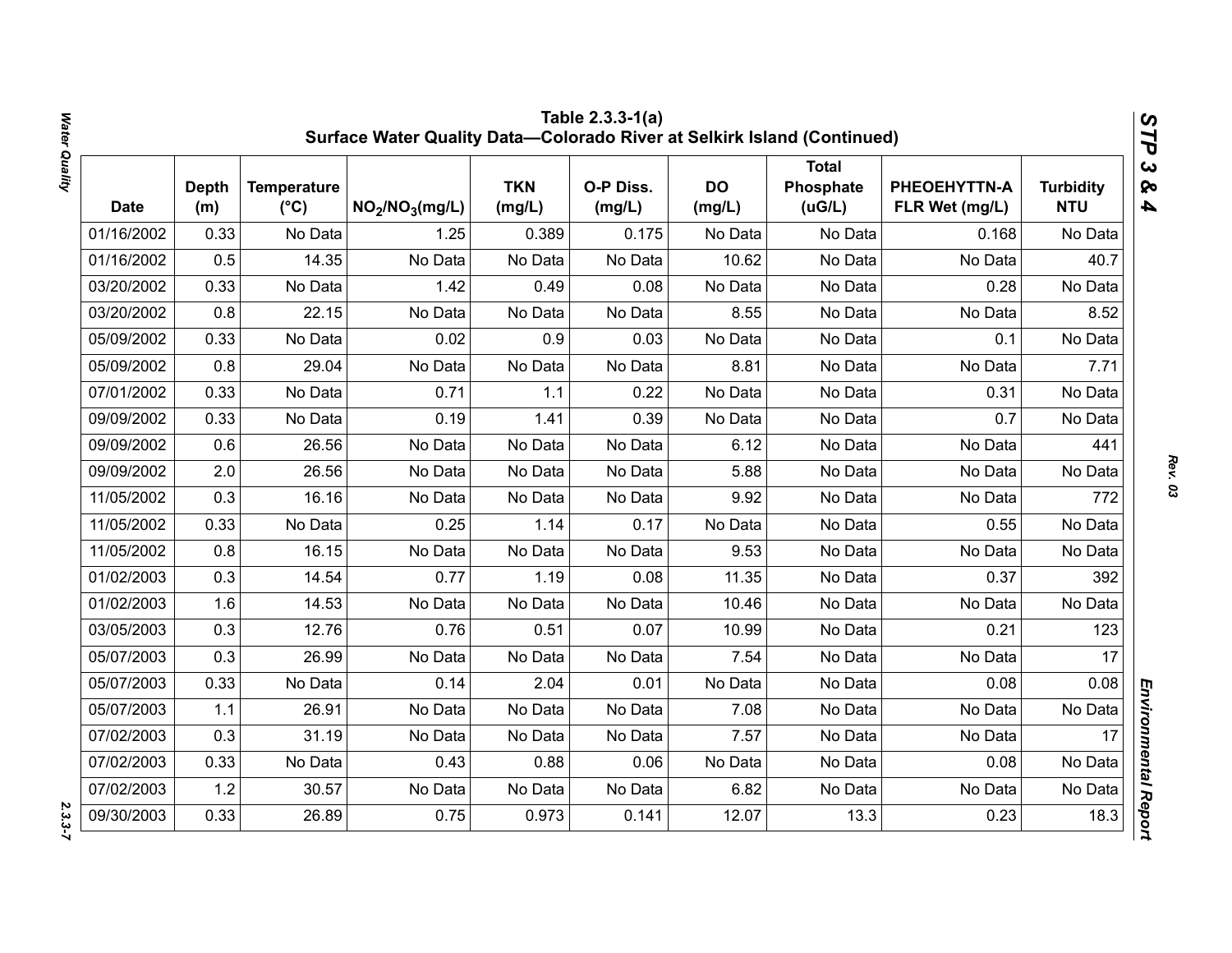## Table 2.3.3-1(a) Surface Water Quality Data—Colorado River at Selkirk Island (Continued)

| Date | Depth (m) | Temperature (°C) | $NO_2/NO_3$(mg/L) | TKN (mg/L) | O-P Diss. (mg/L) | DO (mg/L) | Total Phosphate (uG/L) | PHEOEHYTTN-A FLR Wet (mg/L) | Turbidity NTU |
|---|---|---|---|---|---|---|---|---|---|
| 01/16/2002 | 0.33 | No Data | 1.25 | 0.389 | 0.175 | No Data | No Data | 0.168 | No Data |
| 01/16/2002 | 0.5 | 14.35 | No Data | No Data | No Data | 10.62 | No Data | No Data | 40.7 |
| 03/20/2002 | 0.33 | No Data | 1.42 | 0.49 | 0.08 | No Data | No Data | 0.28 | No Data |
| 03/20/2002 | 0.8 | 22.15 | No Data | No Data | No Data | 8.55 | No Data | No Data | 8.52 |
| 05/09/2002 | 0.33 | No Data | 0.02 | 0.9 | 0.03 | No Data | No Data | 0.1 | No Data |
| 05/09/2002 | 0.8 | 29.04 | No Data | No Data | No Data | 8.81 | No Data | No Data | 7.71 |
| 07/01/2002 | 0.33 | No Data | 0.71 | 1.1 | 0.22 | No Data | No Data | 0.31 | No Data |
| 09/09/2002 | 0.33 | No Data | 0.19 | 1.41 | 0.39 | No Data | No Data | 0.7 | No Data |
| 09/09/2002 | 0.6 | 26.56 | No Data | No Data | No Data | 6.12 | No Data | No Data | 441 |
| 09/09/2002 | 2.0 | 26.56 | No Data | No Data | No Data | 5.88 | No Data | No Data | No Data |
| 11/05/2002 | 0.3 | 16.16 | No Data | No Data | No Data | 9.92 | No Data | No Data | 772 |
| 11/05/2002 | 0.33 | No Data | 0.25 | 1.14 | 0.17 | No Data | No Data | 0.55 | No Data |
| 11/05/2002 | 0.8 | 16.15 | No Data | No Data | No Data | 9.53 | No Data | No Data | No Data |
| 01/02/2003 | 0.3 | 14.54 | 0.77 | 1.19 | 0.08 | 11.35 | No Data | 0.37 | 392 |
| 01/02/2003 | 1.6 | 14.53 | No Data | No Data | No Data | 10.46 | No Data | No Data | No Data |
| 03/05/2003 | 0.3 | 12.76 | 0.76 | 0.51 | 0.07 | 10.99 | No Data | 0.21 | 123 |
| 05/07/2003 | 0.3 | 26.99 | No Data | No Data | No Data | 7.54 | No Data | No Data | 17 |
| 05/07/2003 | 0.33 | No Data | 0.14 | 2.04 | 0.01 | No Data | No Data | 0.08 | 0.08 |
| 05/07/2003 | 1.1 | 26.91 | No Data | No Data | No Data | 7.08 | No Data | No Data | No Data |
| 07/02/2003 | 0.3 | 31.19 | No Data | No Data | No Data | 7.57 | No Data | No Data | 17 |
| 07/02/2003 | 0.33 | No Data | 0.43 | 0.88 | 0.06 | No Data | No Data | 0.08 | No Data |
| 07/02/2003 | 1.2 | 30.57 | No Data | No Data | No Data | 6.82 | No Data | No Data | No Data |
| 09/30/2003 | 0.33 | 26.89 | 0.75 | 0.973 | 0.141 | 12.07 | 13.3 | 0.23 | 18.3 |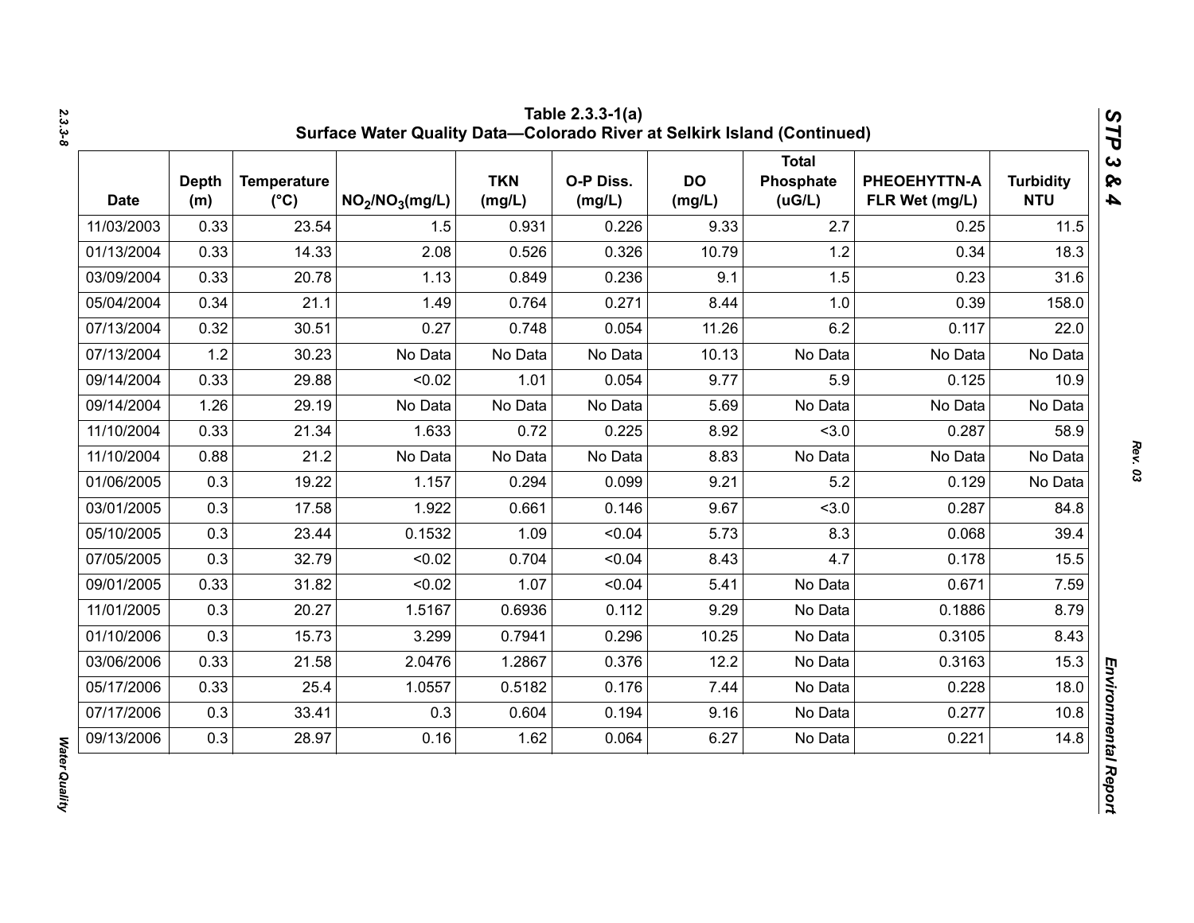Table 2.3.3-1(a)
Surface Water Quality Data—Colorado River at Selkirk Island (Continued)

| Date | Depth (m) | Temperature (°C) | $NO_2/NO_3$(mg/L) | TKN (mg/L) | O-P Diss. (mg/L) | DO (mg/L) | Total Phosphate (uG/L) | PHEOEHYTTN-A FLR Wet (mg/L) | Turbidity NTU |
|---|---|---|---|---|---|---|---|---|---|
| 11/03/2003 | 0.33 | 23.54 | 1.5 | 0.931 | 0.226 | 9.33 | 2.7 | 0.25 | 11.5 |
| 01/13/2004 | 0.33 | 14.33 | 2.08 | 0.526 | 0.326 | 10.79 | 1.2 | 0.34 | 18.3 |
| 03/09/2004 | 0.33 | 20.78 | 1.13 | 0.849 | 0.236 | 9.1 | 1.5 | 0.23 | 31.6 |
| 05/04/2004 | 0.34 | 21.1 | 1.49 | 0.764 | 0.271 | 8.44 | 1.0 | 0.39 | 158.0 |
| 07/13/2004 | 0.32 | 30.51 | 0.27 | 0.748 | 0.054 | 11.26 | 6.2 | 0.117 | 22.0 |
| 07/13/2004 | 1.2 | 30.23 | No Data | No Data | No Data | 10.13 | No Data | No Data | No Data |
| 09/14/2004 | 0.33 | 29.88 | <0.02 | 1.01 | 0.054 | 9.77 | 5.9 | 0.125 | 10.9 |
| 09/14/2004 | 1.26 | 29.19 | No Data | No Data | No Data | 5.69 | No Data | No Data | No Data |
| 11/10/2004 | 0.33 | 21.34 | 1.633 | 0.72 | 0.225 | 8.92 | <3.0 | 0.287 | 58.9 |
| 11/10/2004 | 0.88 | 21.2 | No Data | No Data | No Data | 8.83 | No Data | No Data | No Data |
| 01/06/2005 | 0.3 | 19.22 | 1.157 | 0.294 | 0.099 | 9.21 | 5.2 | 0.129 | No Data |
| 03/01/2005 | 0.3 | 17.58 | 1.922 | 0.661 | 0.146 | 9.67 | <3.0 | 0.287 | 84.8 |
| 05/10/2005 | 0.3 | 23.44 | 0.1532 | 1.09 | <0.04 | 5.73 | 8.3 | 0.068 | 39.4 |
| 07/05/2005 | 0.3 | 32.79 | <0.02 | 0.704 | <0.04 | 8.43 | 4.7 | 0.178 | 15.5 |
| 09/01/2005 | 0.33 | 31.82 | <0.02 | 1.07 | <0.04 | 5.41 | No Data | 0.671 | 7.59 |
| 11/01/2005 | 0.3 | 20.27 | 1.5167 | 0.6936 | 0.112 | 9.29 | No Data | 0.1886 | 8.79 |
| 01/10/2006 | 0.3 | 15.73 | 3.299 | 0.7941 | 0.296 | 10.25 | No Data | 0.3105 | 8.43 |
| 03/06/2006 | 0.33 | 21.58 | 2.0476 | 1.2867 | 0.376 | 12.2 | No Data | 0.3163 | 15.3 |
| 05/17/2006 | 0.33 | 25.4 | 1.0557 | 0.5182 | 0.176 | 7.44 | No Data | 0.228 | 18.0 |
| 07/17/2006 | 0.3 | 33.41 | 0.3 | 0.604 | 0.194 | 9.16 | No Data | 0.277 | 10.8 |
| 09/13/2006 | 0.3 | 28.97 | 0.16 | 1.62 | 0.064 | 6.27 | No Data | 0.221 | 14.8 |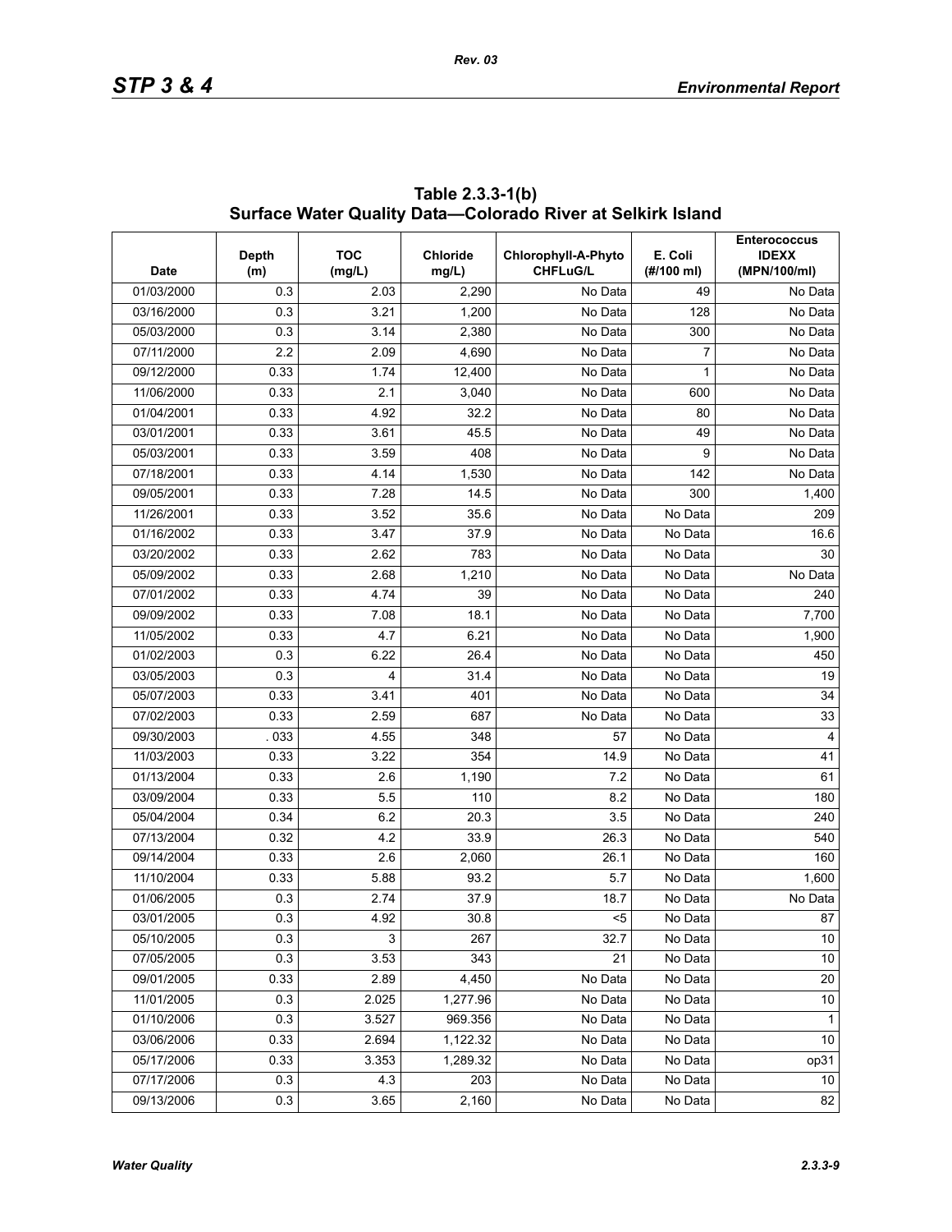**Table 2.3.3-1(b) Surface Water Quality Data—Colorado River at Selkirk Island**

| Date | Depth (m) | TOC (mg/L) | Chloride mg/L) | Chlorophyll-A-Phyto CHFLuG/L | E. Coli (#/100 ml) | Enterococcus IDEXX (MPN/100/ml) |
|---|---|---|---|---|---|---|
| 01/03/2000 | 0.3 | 2.03 | 2,290 | No Data | 49 | No Data |
| 03/16/2000 | 0.3 | 3.21 | 1,200 | No Data | 128 | No Data |
| 05/03/2000 | 0.3 | 3.14 | 2,380 | No Data | 300 | No Data |
| 07/11/2000 | 2.2 | 2.09 | 4,690 | No Data | 7 | No Data |
| 09/12/2000 | 0.33 | 1.74 | 12,400 | No Data | 1 | No Data |
| 11/06/2000 | 0.33 | 2.1 | 3,040 | No Data | 600 | No Data |
| 01/04/2001 | 0.33 | 4.92 | 32.2 | No Data | 80 | No Data |
| 03/01/2001 | 0.33 | 3.61 | 45.5 | No Data | 49 | No Data |
| 05/03/2001 | 0.33 | 3.59 | 408 | No Data | 9 | No Data |
| 07/18/2001 | 0.33 | 4.14 | 1,530 | No Data | 142 | No Data |
| 09/05/2001 | 0.33 | 7.28 | 14.5 | No Data | 300 | 1,400 |
| 11/26/2001 | 0.33 | 3.52 | 35.6 | No Data | No Data | 209 |
| 01/16/2002 | 0.33 | 3.47 | 37.9 | No Data | No Data | 16.6 |
| 03/20/2002 | 0.33 | 2.62 | 783 | No Data | No Data | 30 |
| 05/09/2002 | 0.33 | 2.68 | 1,210 | No Data | No Data | No Data |
| 07/01/2002 | 0.33 | 4.74 | 39 | No Data | No Data | 240 |
| 09/09/2002 | 0.33 | 7.08 | 18.1 | No Data | No Data | 7,700 |
| 11/05/2002 | 0.33 | 4.7 | 6.21 | No Data | No Data | 1,900 |
| 01/02/2003 | 0.3 | 6.22 | 26.4 | No Data | No Data | 450 |
| 03/05/2003 | 0.3 | 4 | 31.4 | No Data | No Data | 19 |
| 05/07/2003 | 0.33 | 3.41 | 401 | No Data | No Data | 34 |
| 07/02/2003 | 0.33 | 2.59 | 687 | No Data | No Data | 33 |
| 09/30/2003 | . 033 | 4.55 | 348 | 57 | No Data | 4 |
| 11/03/2003 | 0.33 | 3.22 | 354 | 14.9 | No Data | 41 |
| 01/13/2004 | 0.33 | 2.6 | 1,190 | 7.2 | No Data | 61 |
| 03/09/2004 | 0.33 | 5.5 | 110 | 8.2 | No Data | 180 |
| 05/04/2004 | 0.34 | 6.2 | 20.3 | 3.5 | No Data | 240 |
| 07/13/2004 | 0.32 | 4.2 | 33.9 | 26.3 | No Data | 540 |
| 09/14/2004 | 0.33 | 2.6 | 2,060 | 26.1 | No Data | 160 |
| 11/10/2004 | 0.33 | 5.88 | 93.2 | 5.7 | No Data | 1,600 |
| 01/06/2005 | 0.3 | 2.74 | 37.9 | 18.7 | No Data | No Data |
| 03/01/2005 | 0.3 | 4.92 | 30.8 | <5 | No Data | 87 |
| 05/10/2005 | 0.3 | 3 | 267 | 32.7 | No Data | 10 |
| 07/05/2005 | 0.3 | 3.53 | 343 | 21 | No Data | 10 |
| 09/01/2005 | 0.33 | 2.89 | 4,450 | No Data | No Data | 20 |
| 11/01/2005 | 0.3 | 2.025 | 1,277.96 | No Data | No Data | 10 |
| 01/10/2006 | 0.3 | 3.527 | 969.356 | No Data | No Data | 1 |
| 03/06/2006 | 0.33 | 2.694 | 1,122.32 | No Data | No Data | 10 |
| 05/17/2006 | 0.33 | 3.353 | 1,289.32 | No Data | No Data | op31 |
| 07/17/2006 | 0.3 | 4.3 | 203 | No Data | No Data | 10 |
| 09/13/2006 | 0.3 | 3.65 | 2,160 | No Data | No Data | 82 |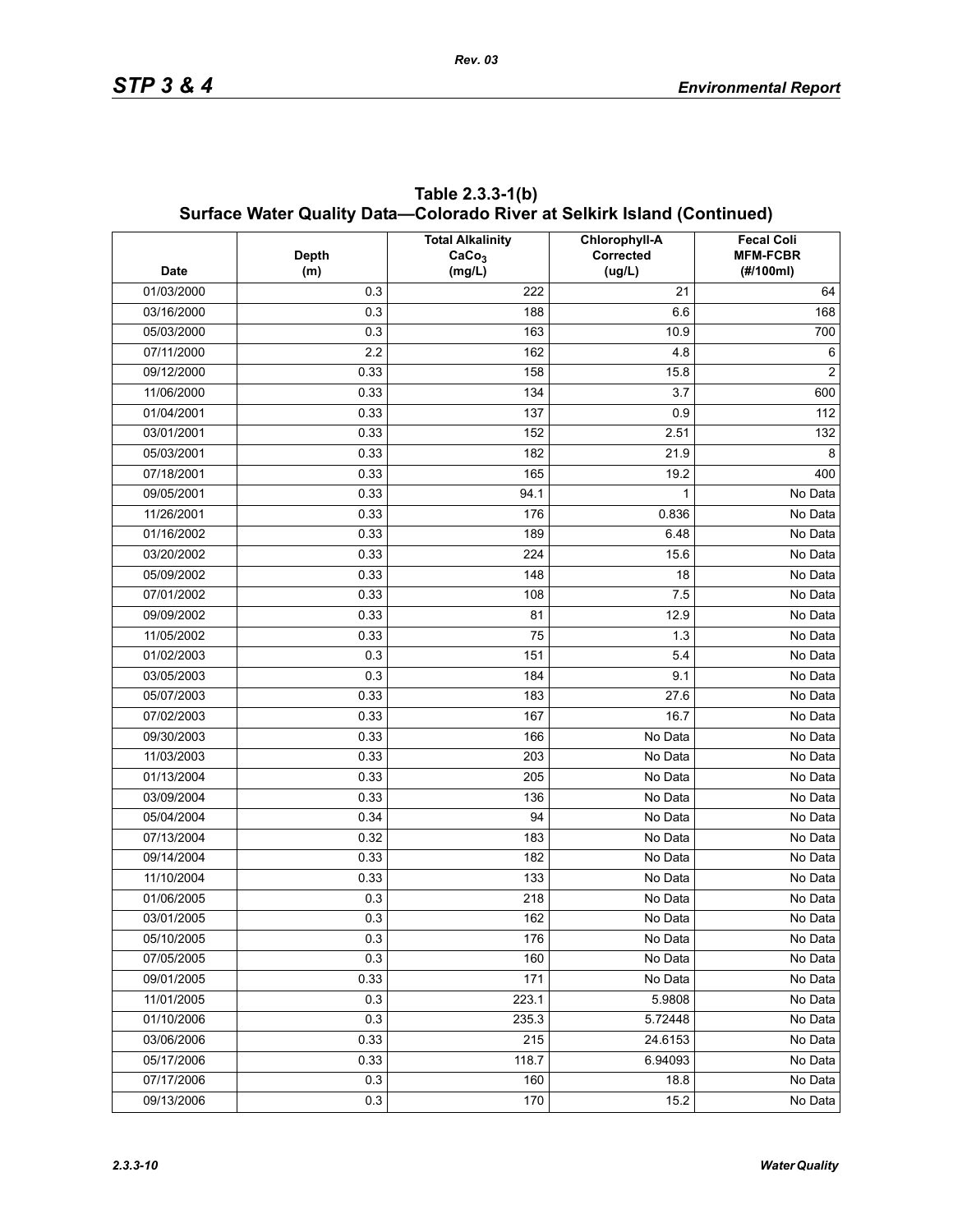## Table 2.3.3-1(b) Surface Water Quality Data—Colorado River at Selkirk Island (Continued)

| Date | Depth (m) | Total Alkalinity $CaCo_3$ (mg/L) | Chlorophyll-A Corrected (ug/L) | Fecal Coli MFM-FCBR (#/100ml) |
|---|---|---|---|---|
| 01/03/2000 | 0.3 | 222 | 21 | 64 |
| 03/16/2000 | 0.3 | 188 | 6.6 | 168 |
| 05/03/2000 | 0.3 | 163 | 10.9 | 700 |
| 07/11/2000 | 2.2 | 162 | 4.8 | 6 |
| 09/12/2000 | 0.33 | 158 | 15.8 | 2 |
| 11/06/2000 | 0.33 | 134 | 3.7 | 600 |
| 01/04/2001 | 0.33 | 137 | 0.9 | 112 |
| 03/01/2001 | 0.33 | 152 | 2.51 | 132 |
| 05/03/2001 | 0.33 | 182 | 21.9 | 8 |
| 07/18/2001 | 0.33 | 165 | 19.2 | 400 |
| 09/05/2001 | 0.33 | 94.1 | 1 | No Data |
| 11/26/2001 | 0.33 | 176 | 0.836 | No Data |
| 01/16/2002 | 0.33 | 189 | 6.48 | No Data |
| 03/20/2002 | 0.33 | 224 | 15.6 | No Data |
| 05/09/2002 | 0.33 | 148 | 18 | No Data |
| 07/01/2002 | 0.33 | 108 | 7.5 | No Data |
| 09/09/2002 | 0.33 | 81 | 12.9 | No Data |
| 11/05/2002 | 0.33 | 75 | 1.3 | No Data |
| 01/02/2003 | 0.3 | 151 | 5.4 | No Data |
| 03/05/2003 | 0.3 | 184 | 9.1 | No Data |
| 05/07/2003 | 0.33 | 183 | 27.6 | No Data |
| 07/02/2003 | 0.33 | 167 | 16.7 | No Data |
| 09/30/2003 | 0.33 | 166 | No Data | No Data |
| 11/03/2003 | 0.33 | 203 | No Data | No Data |
| 01/13/2004 | 0.33 | 205 | No Data | No Data |
| 03/09/2004 | 0.33 | 136 | No Data | No Data |
| 05/04/2004 | 0.34 | 94 | No Data | No Data |
| 07/13/2004 | 0.32 | 183 | No Data | No Data |
| 09/14/2004 | 0.33 | 182 | No Data | No Data |
| 11/10/2004 | 0.33 | 133 | No Data | No Data |
| 01/06/2005 | 0.3 | 218 | No Data | No Data |
| 03/01/2005 | 0.3 | 162 | No Data | No Data |
| 05/10/2005 | 0.3 | 176 | No Data | No Data |
| 07/05/2005 | 0.3 | 160 | No Data | No Data |
| 09/01/2005 | 0.33 | 171 | No Data | No Data |
| 11/01/2005 | 0.3 | 223.1 | 5.9808 | No Data |
| 01/10/2006 | 0.3 | 235.3 | 5.72448 | No Data |
| 03/06/2006 | 0.33 | 215 | 24.6153 | No Data |
| 05/17/2006 | 0.33 | 118.7 | 6.94093 | No Data |
| 07/17/2006 | 0.3 | 160 | 18.8 | No Data |
| 09/13/2006 | 0.3 | 170 | 15.2 | No Data |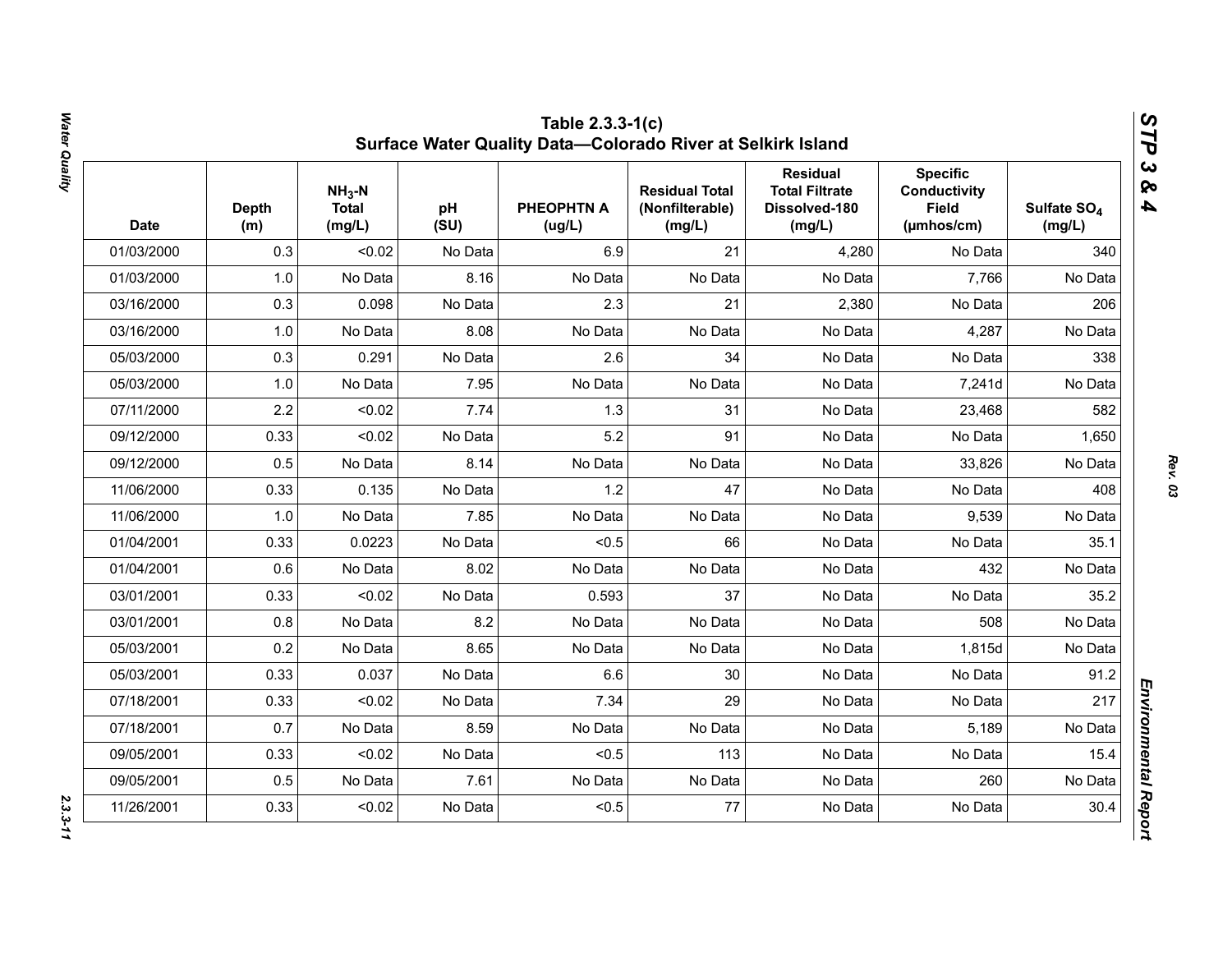# Table 2.3.3-1(c) Surface Water Quality Data—Colorado River at Selkirk Island

| Date | Depth (m) | $NH_3$-N Total (mg/L) | pH (SU) | PHEOPHTN A (ug/L) | Residual Total (Nonfilterable) (mg/L) | Residual Total Filtrate Dissolved-180 (mg/L) | Specific Conductivity Field (µmhos/cm) | Sulfate $SO_4$ (mg/L) |
|---|---|---|---|---|---|---|---|---|
| 01/03/2000 | 0.3 | <0.02 | No Data | 6.9 | 21 | 4,280 | No Data | 340 |
| 01/03/2000 | 1.0 | No Data | 8.16 | No Data | No Data | No Data | 7,766 | No Data |
| 03/16/2000 | 0.3 | 0.098 | No Data | 2.3 | 21 | 2,380 | No Data | 206 |
| 03/16/2000 | 1.0 | No Data | 8.08 | No Data | No Data | No Data | 4,287 | No Data |
| 05/03/2000 | 0.3 | 0.291 | No Data | 2.6 | 34 | No Data | No Data | 338 |
| 05/03/2000 | 1.0 | No Data | 7.95 | No Data | No Data | No Data | 7,241d | No Data |
| 07/11/2000 | 2.2 | <0.02 | 7.74 | 1.3 | 31 | No Data | 23,468 | 582 |
| 09/12/2000 | 0.33 | <0.02 | No Data | 5.2 | 91 | No Data | No Data | 1,650 |
| 09/12/2000 | 0.5 | No Data | 8.14 | No Data | No Data | No Data | 33,826 | No Data |
| 11/06/2000 | 0.33 | 0.135 | No Data | 1.2 | 47 | No Data | No Data | 408 |
| 11/06/2000 | 1.0 | No Data | 7.85 | No Data | No Data | No Data | 9,539 | No Data |
| 01/04/2001 | 0.33 | 0.0223 | No Data | <0.5 | 66 | No Data | No Data | 35.1 |
| 01/04/2001 | 0.6 | No Data | 8.02 | No Data | No Data | No Data | 432 | No Data |
| 03/01/2001 | 0.33 | <0.02 | No Data | 0.593 | 37 | No Data | No Data | 35.2 |
| 03/01/2001 | 0.8 | No Data | 8.2 | No Data | No Data | No Data | 508 | No Data |
| 05/03/2001 | 0.2 | No Data | 8.65 | No Data | No Data | No Data | 1,815d | No Data |
| 05/03/2001 | 0.33 | 0.037 | No Data | 6.6 | 30 | No Data | No Data | 91.2 |
| 07/18/2001 | 0.33 | <0.02 | No Data | 7.34 | 29 | No Data | No Data | 217 |
| 07/18/2001 | 0.7 | No Data | 8.59 | No Data | No Data | No Data | 5,189 | No Data |
| 09/05/2001 | 0.33 | <0.02 | No Data | <0.5 | 113 | No Data | No Data | 15.4 |
| 09/05/2001 | 0.5 | No Data | 7.61 | No Data | No Data | No Data | 260 | No Data |
| 11/26/2001 | 0.33 | <0.02 | No Data | <0.5 | 77 | No Data | No Data | 30.4 |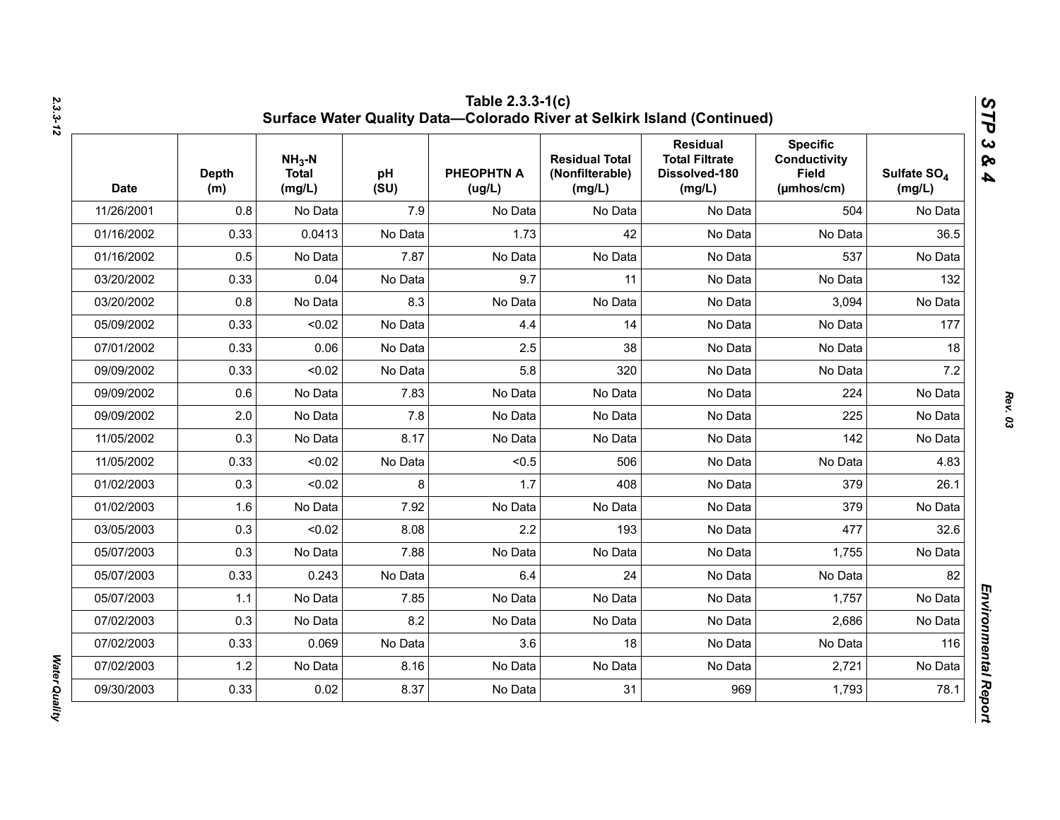# Table 2.3.3-1(c)
## Surface Water Quality Data—Colorado River at Selkirk Island (Continued)

| Date | Depth (m) | $NH_3$-N Total (mg/L) | pH (SU) | PHEOPHTN A (ug/L) | Residual Total (Nonfilterable) (mg/L) | Residual Total Filtrate Dissolved-180 (mg/L) | Specific Conductivity Field (µmhos/cm) | Sulfate $SO_4$ (mg/L) |
|---|---|---|---|---|---|---|---|---|
| 11/26/2001 | 0.8 | No Data | 7.9 | No Data | No Data | No Data | 504 | No Data |
| 01/16/2002 | 0.33 | 0.0413 | No Data | 1.73 | 42 | No Data | No Data | 36.5 |
| 01/16/2002 | 0.5 | No Data | 7.87 | No Data | No Data | No Data | 537 | No Data |
| 03/20/2002 | 0.33 | 0.04 | No Data | 9.7 | 11 | No Data | No Data | 132 |
| 03/20/2002 | 0.8 | No Data | 8.3 | No Data | No Data | No Data | 3,094 | No Data |
| 05/09/2002 | 0.33 | <0.02 | No Data | 4.4 | 14 | No Data | No Data | 177 |
| 07/01/2002 | 0.33 | 0.06 | No Data | 2.5 | 38 | No Data | No Data | 18 |
| 09/09/2002 | 0.33 | <0.02 | No Data | 5.8 | 320 | No Data | No Data | 7.2 |
| 09/09/2002 | 0.6 | No Data | 7.83 | No Data | No Data | No Data | 224 | No Data |
| 09/09/2002 | 2.0 | No Data | 7.8 | No Data | No Data | No Data | 225 | No Data |
| 11/05/2002 | 0.3 | No Data | 8.17 | No Data | No Data | No Data | 142 | No Data |
| 11/05/2002 | 0.33 | <0.02 | No Data | <0.5 | 506 | No Data | No Data | 4.83 |
| 01/02/2003 | 0.3 | <0.02 | 8 | 1.7 | 408 | No Data | 379 | 26.1 |
| 01/02/2003 | 1.6 | No Data | 7.92 | No Data | No Data | No Data | 379 | No Data |
| 03/05/2003 | 0.3 | <0.02 | 8.08 | 2.2 | 193 | No Data | 477 | 32.6 |
| 05/07/2003 | 0.3 | No Data | 7.88 | No Data | No Data | No Data | 1,755 | No Data |
| 05/07/2003 | 0.33 | 0.243 | No Data | 6.4 | 24 | No Data | No Data | 82 |
| 05/07/2003 | 1.1 | No Data | 7.85 | No Data | No Data | No Data | 1,757 | No Data |
| 07/02/2003 | 0.3 | No Data | 8.2 | No Data | No Data | No Data | 2,686 | No Data |
| 07/02/2003 | 0.33 | 0.069 | No Data | 3.6 | 18 | No Data | No Data | 116 |
| 07/02/2003 | 1.2 | No Data | 8.16 | No Data | No Data | No Data | 2,721 | No Data |
| 09/30/2003 | 0.33 | 0.02 | 8.37 | No Data | 31 | 969 | 1,793 | 78.1 |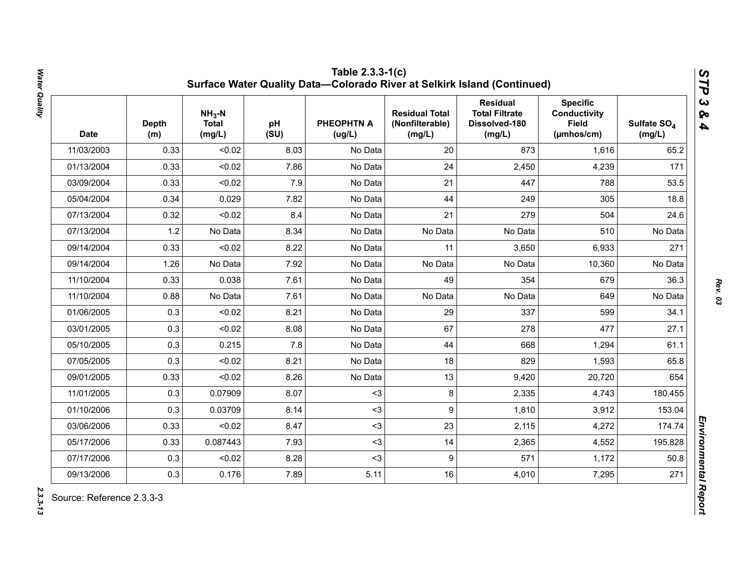# Table 2.3.3-1(c)
## Surface Water Quality Data—Colorado River at Selkirk Island (Continued)

| Date | Depth (m) | $NH_3$-N Total (mg/L) | pH (SU) | PHEOPHTN A (ug/L) | Residual Total (Nonfilterable) (mg/L) | Residual Total Filtrate Dissolved-180 (mg/L) | Specific Conductivity Field (µmhos/cm) | Sulfate $SO_4$ (mg/L) |
|---|---|---|---|---|---|---|---|---|
| 11/03/2003 | 0.33 | <0.02 | 8.03 | No Data | 20 | 873 | 1,616 | 65.2 |
| 01/13/2004 | 0.33 | <0.02 | 7.86 | No Data | 24 | 2,450 | 4,239 | 171 |
| 03/09/2004 | 0.33 | <0.02 | 7.9 | No Data | 21 | 447 | 788 | 53.5 |
| 05/04/2004 | 0.34 | 0.029 | 7.82 | No Data | 44 | 249 | 305 | 18.8 |
| 07/13/2004 | 0.32 | <0.02 | 8.4 | No Data | 21 | 279 | 504 | 24.6 |
| 07/13/2004 | 1.2 | No Data | 8.34 | No Data | No Data | No Data | 510 | No Data |
| 09/14/2004 | 0.33 | <0.02 | 8.22 | No Data | 11 | 3,650 | 6,933 | 271 |
| 09/14/2004 | 1.26 | No Data | 7.92 | No Data | No Data | No Data | 10,360 | No Data |
| 11/10/2004 | 0.33 | 0.038 | 7.61 | No Data | 49 | 354 | 679 | 36.3 |
| 11/10/2004 | 0.88 | No Data | 7.61 | No Data | No Data | No Data | 649 | No Data |
| 01/06/2005 | 0.3 | <0.02 | 8.21 | No Data | 29 | 337 | 599 | 34.1 |
| 03/01/2005 | 0.3 | <0.02 | 8.08 | No Data | 67 | 278 | 477 | 27.1 |
| 05/10/2005 | 0.3 | 0.215 | 7.8 | No Data | 44 | 668 | 1,294 | 61.1 |
| 07/05/2005 | 0.3 | <0.02 | 8.21 | No Data | 18 | 829 | 1,593 | 65.8 |
| 09/01/2005 | 0.33 | <0.02 | 8.26 | No Data | 13 | 9,420 | 20,720 | 654 |
| 11/01/2005 | 0.3 | 0.07909 | 8.07 | <3 | 8 | 2,335 | 4,743 | 180.455 |
| 01/10/2006 | 0.3 | 0.03709 | 8.14 | <3 | 9 | 1,810 | 3,912 | 153.04 |
| 03/06/2006 | 0.33 | <0.02 | 8.47 | <3 | 23 | 2,115 | 4,272 | 174.74 |
| 05/17/2006 | 0.33 | 0.087443 | 7.93 | <3 | 14 | 2,365 | 4,552 | 195.828 |
| 07/17/2006 | 0.3 | <0.02 | 8.28 | <3 | 9 | 571 | 1,172 | 50.8 |
| 09/13/2006 | 0.3 | 0.176 | 7.89 | 5.11 | 16 | 4,010 | 7,295 | 271 |

Source: Reference 2.3.3-3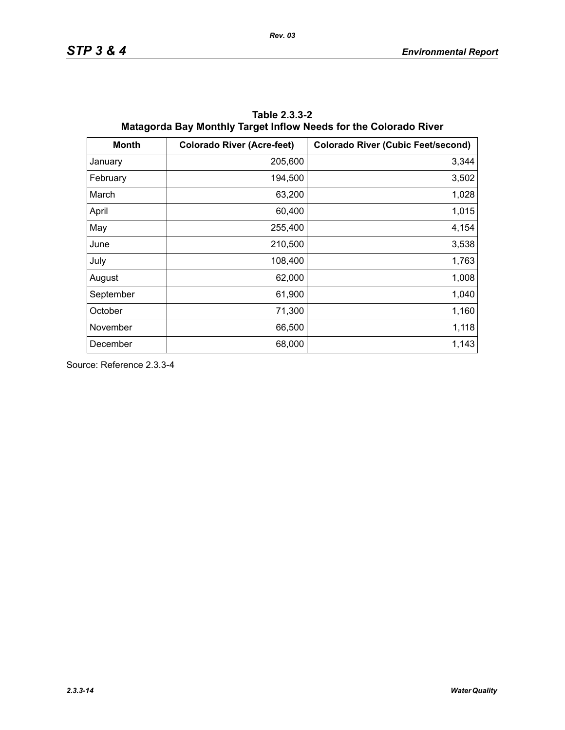**Table 2.3.3-2**
**Matagorda Bay Monthly Target Inflow Needs for the Colorado River**

| Month | Colorado River (Acre-feet) | Colorado River (Cubic Feet/second) |
|---|---|---|
| January | 205,600 | 3,344 |
| February | 194,500 | 3,502 |
| March | 63,200 | 1,028 |
| April | 60,400 | 1,015 |
| May | 255,400 | 4,154 |
| June | 210,500 | 3,538 |
| July | 108,400 | 1,763 |
| August | 62,000 | 1,008 |
| September | 61,900 | 1,040 |
| October | 71,300 | 1,160 |
| November | 66,500 | 1,118 |
| December | 68,000 | 1,143 |

Source: Reference 2.3.3-4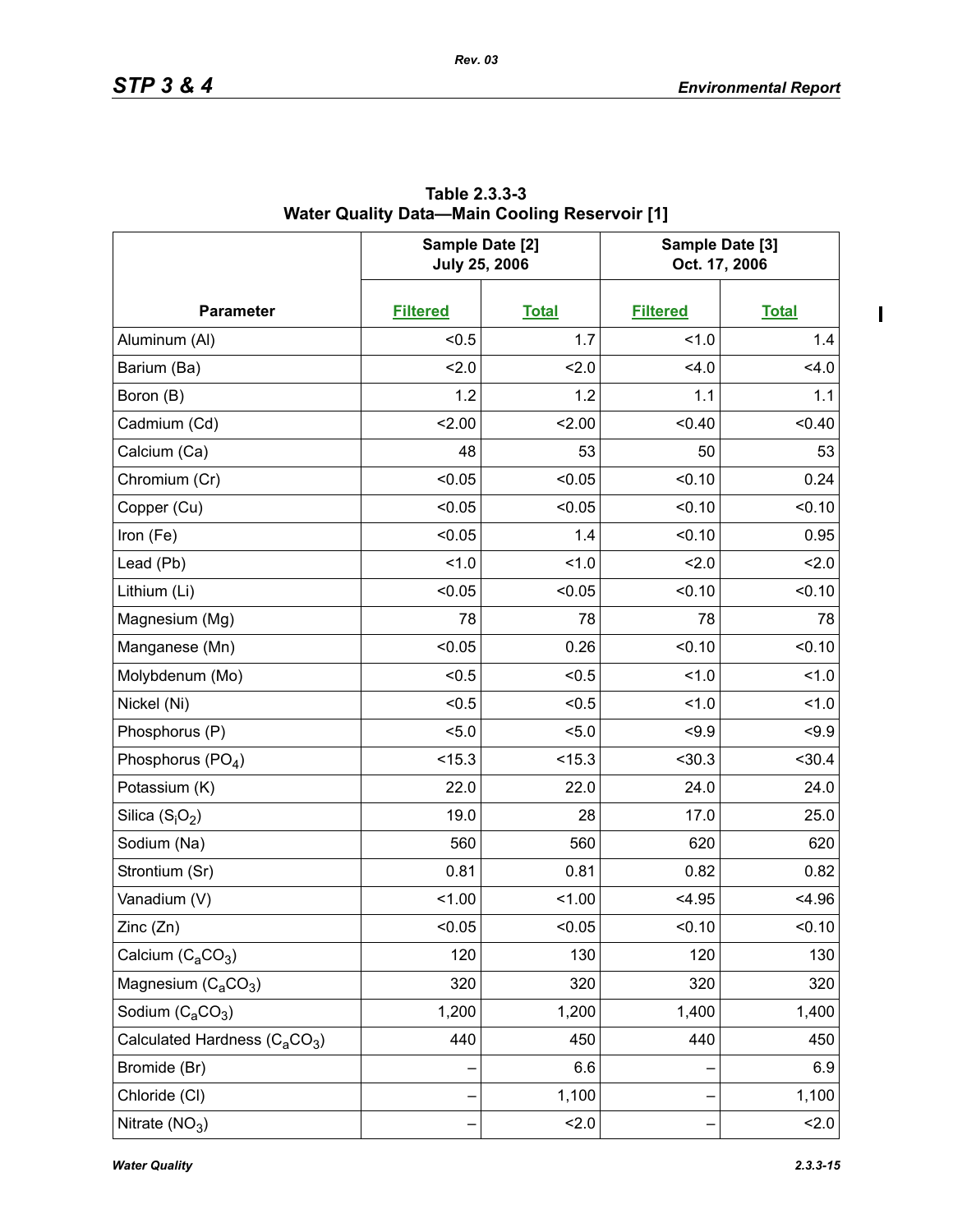**Table 2.3.3-3**
**Water Quality Data—Main Cooling Reservoir [1]**

| Parameter | Sample Date [2] July 25, 2006 | | Sample Date [3] Oct. 17, 2006 | |
|---|---|---|---|---|
| | Filtered | Total | Filtered | Total |
| Aluminum (Al) | <0.5 | 1.7 | <1.0 | 1.4 |
| Barium (Ba) | <2.0 | <2.0 | <4.0 | <4.0 |
| Boron (B) | 1.2 | 1.2 | 1.1 | 1.1 |
| Cadmium (Cd) | <2.00 | <2.00 | <0.40 | <0.40 |
| Calcium (Ca) | 48 | 53 | 50 | 53 |
| Chromium (Cr) | <0.05 | <0.05 | <0.10 | 0.24 |
| Copper (Cu) | <0.05 | <0.05 | <0.10 | <0.10 |
| Iron (Fe) | <0.05 | 1.4 | <0.10 | 0.95 |
| Lead (Pb) | <1.0 | <1.0 | <2.0 | <2.0 |
| Lithium (Li) | <0.05 | <0.05 | <0.10 | <0.10 |
| Magnesium (Mg) | 78 | 78 | 78 | 78 |
| Manganese (Mn) | <0.05 | 0.26 | <0.10 | <0.10 |
| Molybdenum (Mo) | <0.5 | <0.5 | <1.0 | <1.0 |
| Nickel (Ni) | <0.5 | <0.5 | <1.0 | <1.0 |
| Phosphorus (P) | <5.0 | <5.0 | <9.9 | <9.9 |
| Phosphorus ($PO_4$) | <15.3 | <15.3 | <30.3 | <30.4 |
| Potassium (K) | 22.0 | 22.0 | 24.0 | 24.0 |
| Silica ($S_iO_2$) | 19.0 | 28 | 17.0 | 25.0 |
| Sodium (Na) | 560 | 560 | 620 | 620 |
| Strontium (Sr) | 0.81 | 0.81 | 0.82 | 0.82 |
| Vanadium (V) | <1.00 | <1.00 | <4.95 | <4.96 |
| Zinc (Zn) | <0.05 | <0.05 | <0.10 | <0.10 |
| Calcium ($C_aCO_3$) | 120 | 130 | 120 | 130 |
| Magnesium ($C_aCO_3$) | 320 | 320 | 320 | 320 |
| Sodium ($C_aCO_3$) | 1,200 | 1,200 | 1,400 | 1,400 |
| Calculated Hardness ($C_aCO_3$) | 440 | 450 | 440 | 450 |
| Bromide (Br) | – | 6.6 | – | 6.9 |
| Chloride (Cl) | – | 1,100 | – | 1,100 |
| Nitrate ($NO_3$) | – | <2.0 | – | <2.0 |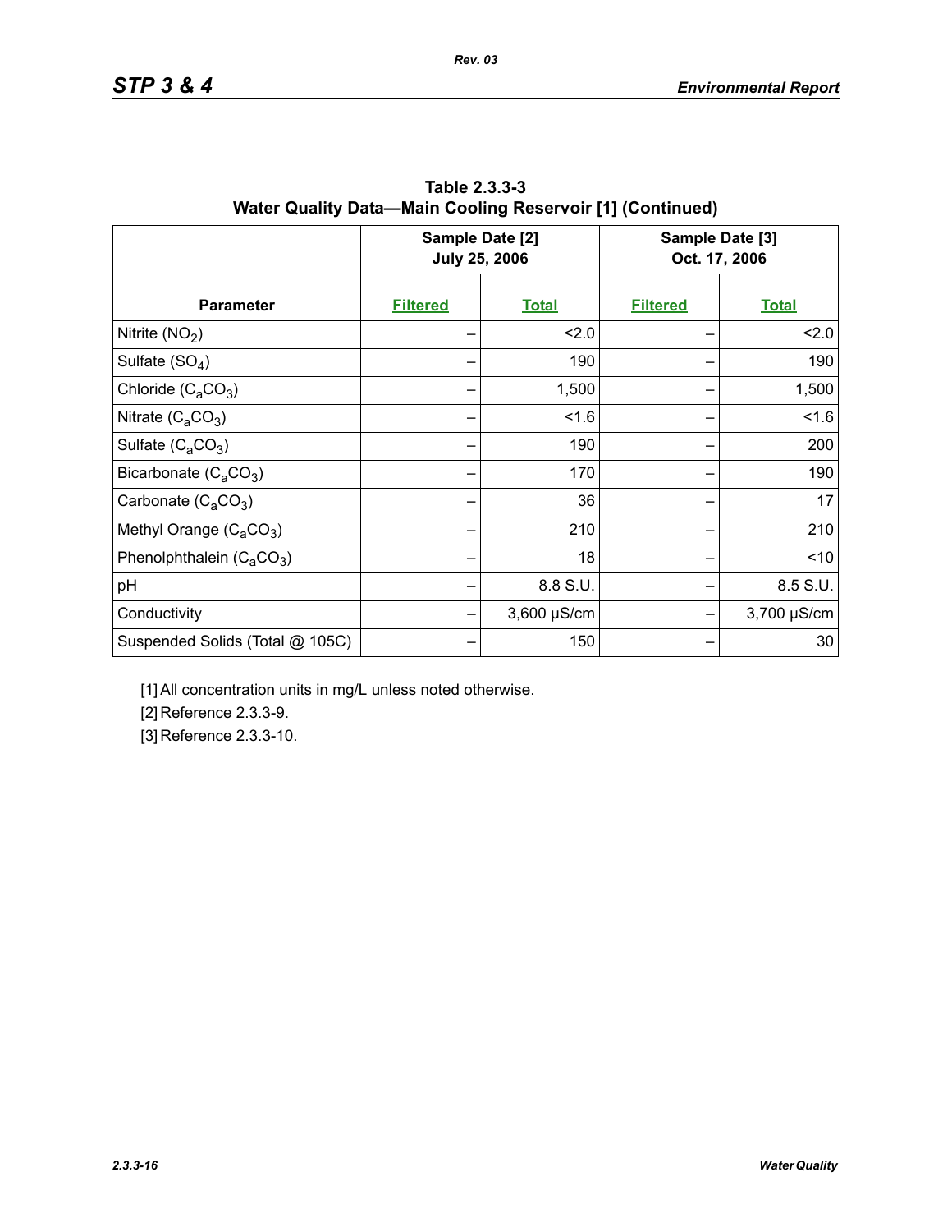**Table 2.3.3-3**
**Water Quality Data—Main Cooling Reservoir [1] (Continued)**

| Parameter | Sample Date [2] July 25, 2006 | | Sample Date [3] Oct. 17, 2006 | |
|---|---|---|---|---|
| | Filtered | Total | Filtered | Total |
| Nitrite ($NO_2$) | – | <2.0 | – | <2.0 |
| Sulfate ($SO_4$) | – | 190 | – | 190 |
| Chloride ($C_aCO_3$) | – | 1,500 | – | 1,500 |
| Nitrate ($C_aCO_3$) | – | <1.6 | – | <1.6 |
| Sulfate ($C_aCO_3$) | – | 190 | – | 200 |
| Bicarbonate ($C_aCO_3$) | – | 170 | – | 190 |
| Carbonate ($C_aCO_3$) | – | 36 | – | 17 |
| Methyl Orange ($C_aCO_3$) | – | 210 | – | 210 |
| Phenolphthalein ($C_aCO_3$) | – | 18 | – | <10 |
| pH | – | 8.8 S.U. | – | 8.5 S.U. |
| Conductivity | – | 3,600 µS/cm | – | 3,700 µS/cm |
| Suspended Solids (Total @ 105C) | – | 150 | – | 30 |

[1] All concentration units in mg/L unless noted otherwise.

[2] Reference 2.3.3-9.

[3] Reference 2.3.3-10.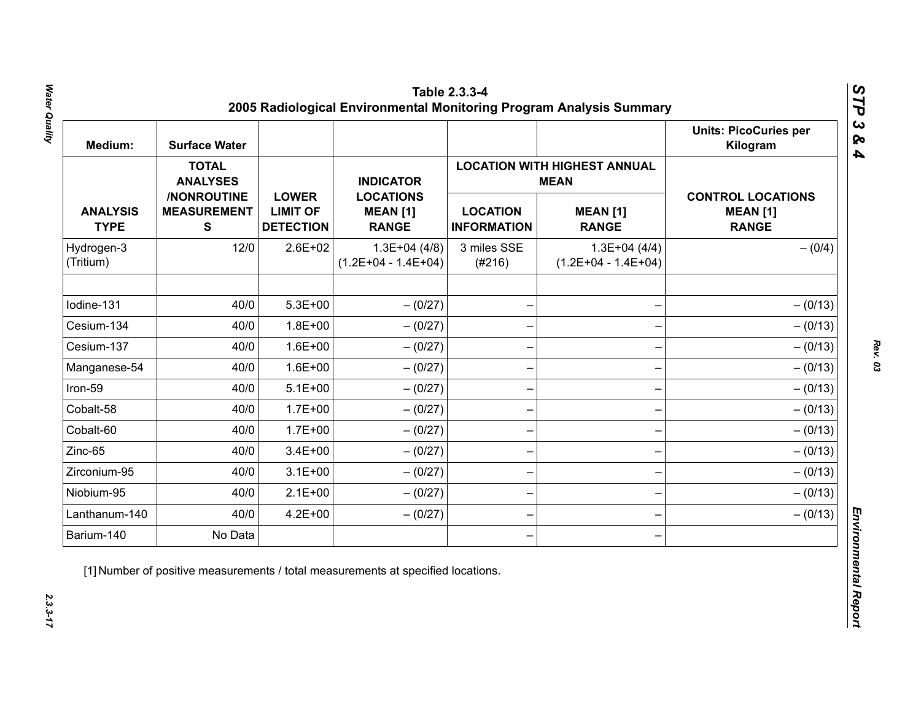**Table 2.3.3-4**
**2005 Radiological Environmental Monitoring Program Analysis Summary**

| Medium: | Surface Water | | | | | Units: PicoCuries per Kilogram |
|---|---|---|---|---|---|---|
| | | | | LOCATION WITH HIGHEST ANNUAL MEAN | | |
| ANALYSIS TYPE | TOTAL ANALYSES /NONROUTINE MEASUREMENTS | LOWER LIMIT OF DETECTION | INDICATOR LOCATIONS MEAN [1] RANGE | LOCATION INFORMATION | MEAN [1] RANGE | CONTROL LOCATIONS MEAN [1] RANGE |
| Hydrogen-3 (Tritium) | 12/0 | 2.6E+02 | 1.3E+04 (4/8) (1.2E+04 - 1.4E+04) | 3 miles SSE (#216) | 1.3E+04 (4/4) (1.2E+04 - 1.4E+04) | – (0/4) |
| | | | | | | |
| Iodine-131 | 40/0 | 5.3E+00 | – (0/27) | – | – | – (0/13) |
| Cesium-134 | 40/0 | 1.8E+00 | – (0/27) | – | – | – (0/13) |
| Cesium-137 | 40/0 | 1.6E+00 | – (0/27) | – | – | – (0/13) |
| Manganese-54 | 40/0 | 1.6E+00 | – (0/27) | – | – | – (0/13) |
| Iron-59 | 40/0 | 5.1E+00 | – (0/27) | – | – | – (0/13) |
| Cobalt-58 | 40/0 | 1.7E+00 | – (0/27) | – | – | – (0/13) |
| Cobalt-60 | 40/0 | 1.7E+00 | – (0/27) | – | – | – (0/13) |
| Zinc-65 | 40/0 | 3.4E+00 | – (0/27) | – | – | – (0/13) |
| Zirconium-95 | 40/0 | 3.1E+00 | – (0/27) | – | – | – (0/13) |
| Niobium-95 | 40/0 | 2.1E+00 | – (0/27) | – | – | – (0/13) |
| Lanthanum-140 | 40/0 | 4.2E+00 | – (0/27) | – | – | – (0/13) |
| Barium-140 | No Data | | | – | – | |

[1] Number of positive measurements / total measurements at specified locations.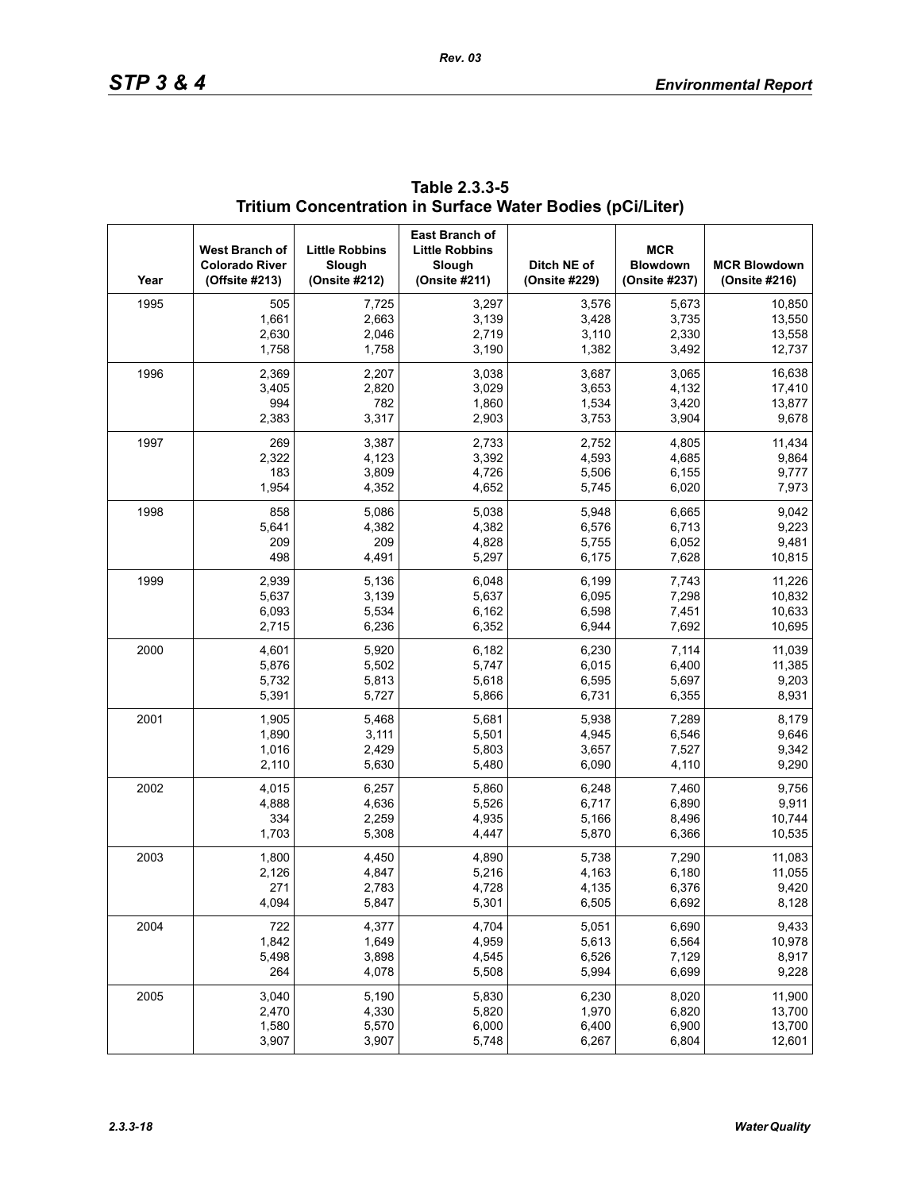**Table 2.3.3-5**
**Tritium Concentration in Surface Water Bodies (pCi/Liter)**

| Year | West Branch of Colorado River (Offsite #213) | Little Robbins Slough (Onsite #212) | East Branch of Little Robbins Slough (Onsite #211) | Ditch NE of (Onsite #229) | MCR Blowdown (Onsite #237) | MCR Blowdown (Onsite #216) |
|---|---|---|---|---|---|---|
| 1995 | 505 | 7,725 | 3,297 | 3,576 | 5,673 | 10,850 |
| | 1,661 | 2,663 | 3,139 | 3,428 | 3,735 | 13,550 |
| | 2,630 | 2,046 | 2,719 | 3,110 | 2,330 | 13,558 |
| | 1,758 | 1,758 | 3,190 | 1,382 | 3,492 | 12,737 |
| 1996 | 2,369 | 2,207 | 3,038 | 3,687 | 3,065 | 16,638 |
| | 3,405 | 2,820 | 3,029 | 3,653 | 4,132 | 17,410 |
| | 994 | 782 | 1,860 | 1,534 | 3,420 | 13,877 |
| | 2,383 | 3,317 | 2,903 | 3,753 | 3,904 | 9,678 |
| 1997 | 269 | 3,387 | 2,733 | 2,752 | 4,805 | 11,434 |
| | 2,322 | 4,123 | 3,392 | 4,593 | 4,685 | 9,864 |
| | 183 | 3,809 | 4,726 | 5,506 | 6,155 | 9,777 |
| | 1,954 | 4,352 | 4,652 | 5,745 | 6,020 | 7,973 |
| 1998 | 858 | 5,086 | 5,038 | 5,948 | 6,665 | 9,042 |
| | 5,641 | 4,382 | 4,382 | 6,576 | 6,713 | 9,223 |
| | 209 | 209 | 4,828 | 5,755 | 6,052 | 9,481 |
| | 498 | 4,491 | 5,297 | 6,175 | 7,628 | 10,815 |
| 1999 | 2,939 | 5,136 | 6,048 | 6,199 | 7,743 | 11,226 |
| | 5,637 | 3,139 | 5,637 | 6,095 | 7,298 | 10,832 |
| | 6,093 | 5,534 | 6,162 | 6,598 | 7,451 | 10,633 |
| | 2,715 | 6,236 | 6,352 | 6,944 | 7,692 | 10,695 |
| 2000 | 4,601 | 5,920 | 6,182 | 6,230 | 7,114 | 11,039 |
| | 5,876 | 5,502 | 5,747 | 6,015 | 6,400 | 11,385 |
| | 5,732 | 5,813 | 5,618 | 6,595 | 5,697 | 9,203 |
| | 5,391 | 5,727 | 5,866 | 6,731 | 6,355 | 8,931 |
| 2001 | 1,905 | 5,468 | 5,681 | 5,938 | 7,289 | 8,179 |
| | 1,890 | 3,111 | 5,501 | 4,945 | 6,546 | 9,646 |
| | 1,016 | 2,429 | 5,803 | 3,657 | 7,527 | 9,342 |
| | 2,110 | 5,630 | 5,480 | 6,090 | 4,110 | 9,290 |
| 2002 | 4,015 | 6,257 | 5,860 | 6,248 | 7,460 | 9,756 |
| | 4,888 | 4,636 | 5,526 | 6,717 | 6,890 | 9,911 |
| | 334 | 2,259 | 4,935 | 5,166 | 8,496 | 10,744 |
| | 1,703 | 5,308 | 4,447 | 5,870 | 6,366 | 10,535 |
| 2003 | 1,800 | 4,450 | 4,890 | 5,738 | 7,290 | 11,083 |
| | 2,126 | 4,847 | 5,216 | 4,163 | 6,180 | 11,055 |
| | 271 | 2,783 | 4,728 | 4,135 | 6,376 | 9,420 |
| | 4,094 | 5,847 | 5,301 | 6,505 | 6,692 | 8,128 |
| 2004 | 722 | 4,377 | 4,704 | 5,051 | 6,690 | 9,433 |
| | 1,842 | 1,649 | 4,959 | 5,613 | 6,564 | 10,978 |
| | 5,498 | 3,898 | 4,545 | 6,526 | 7,129 | 8,917 |
| | 264 | 4,078 | 5,508 | 5,994 | 6,699 | 9,228 |
| 2005 | 3,040 | 5,190 | 5,830 | 6,230 | 8,020 | 11,900 |
| | 2,470 | 4,330 | 5,820 | 1,970 | 6,820 | 13,700 |
| | 1,580 | 5,570 | 6,000 | 6,400 | 6,900 | 13,700 |
| | 3,907 | 3,907 | 5,748 | 6,267 | 6,804 | 12,601 |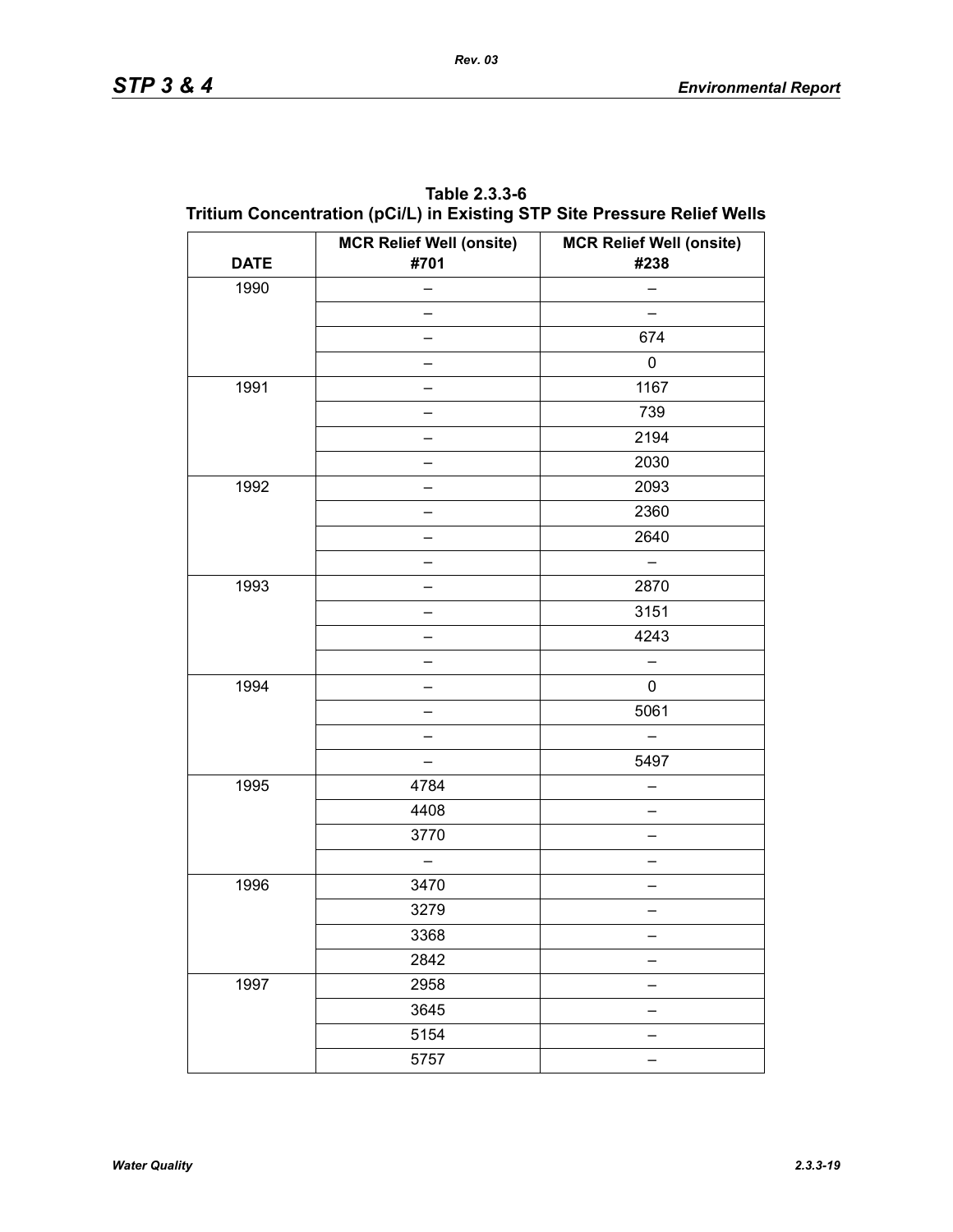**Table 2.3.3-6**
**Tritium Concentration (pCi/L) in Existing STP Site Pressure Relief Wells**

| DATE | MCR Relief Well (onsite) #701 | MCR Relief Well (onsite) #238 |
|---|---|---|
| 1990 | – | – |
| | – | – |
| | – | 674 |
| | – | 0 |
| 1991 | – | 1167 |
| | – | 739 |
| | – | 2194 |
| | – | 2030 |
| 1992 | – | 2093 |
| | – | 2360 |
| | – | 2640 |
| | – | – |
| 1993 | – | 2870 |
| | – | 3151 |
| | – | 4243 |
| | – | – |
| 1994 | – | 0 |
| | – | 5061 |
| | – | – |
| | – | 5497 |
| 1995 | 4784 | – |
| | 4408 | – |
| | 3770 | – |
| | – | – |
| 1996 | 3470 | – |
| | 3279 | – |
| | 3368 | – |
| | 2842 | – |
| 1997 | 2958 | – |
| | 3645 | – |
| | 5154 | – |
| | 5757 | – |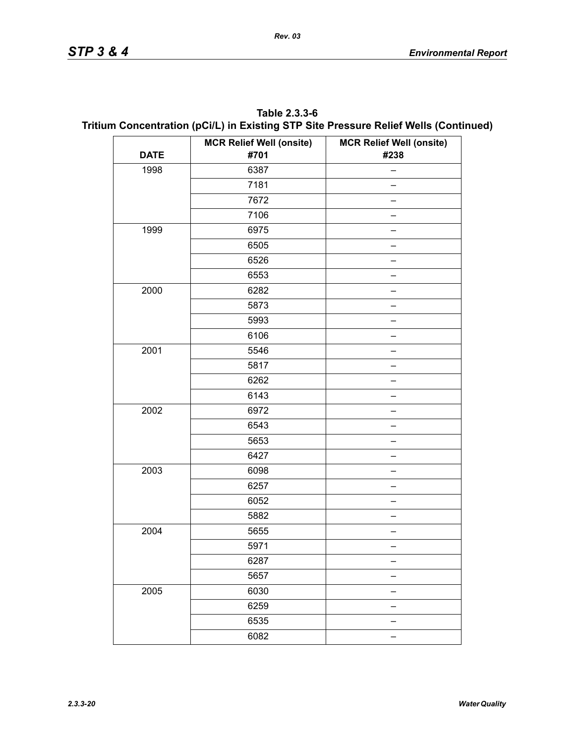**Table 2.3.3-6**
**Tritium Concentration (pCi/L) in Existing STP Site Pressure Relief Wells (Continued)**

| DATE | MCR Relief Well (onsite) #701 | MCR Relief Well (onsite) #238 |
|---|---|---|
| 1998 | 6387 | – |
| | 7181 | – |
| | 7672 | – |
| | 7106 | – |
| 1999 | 6975 | – |
| | 6505 | – |
| | 6526 | – |
| | 6553 | – |
| 2000 | 6282 | – |
| | 5873 | – |
| | 5993 | – |
| | 6106 | – |
| 2001 | 5546 | – |
| | 5817 | – |
| | 6262 | – |
| | 6143 | – |
| 2002 | 6972 | – |
| | 6543 | – |
| | 5653 | – |
| | 6427 | – |
| 2003 | 6098 | – |
| | 6257 | – |
| | 6052 | – |
| | 5882 | – |
| 2004 | 5655 | – |
| | 5971 | – |
| | 6287 | – |
| | 5657 | – |
| 2005 | 6030 | – |
| | 6259 | – |
| | 6535 | – |
| | 6082 | – |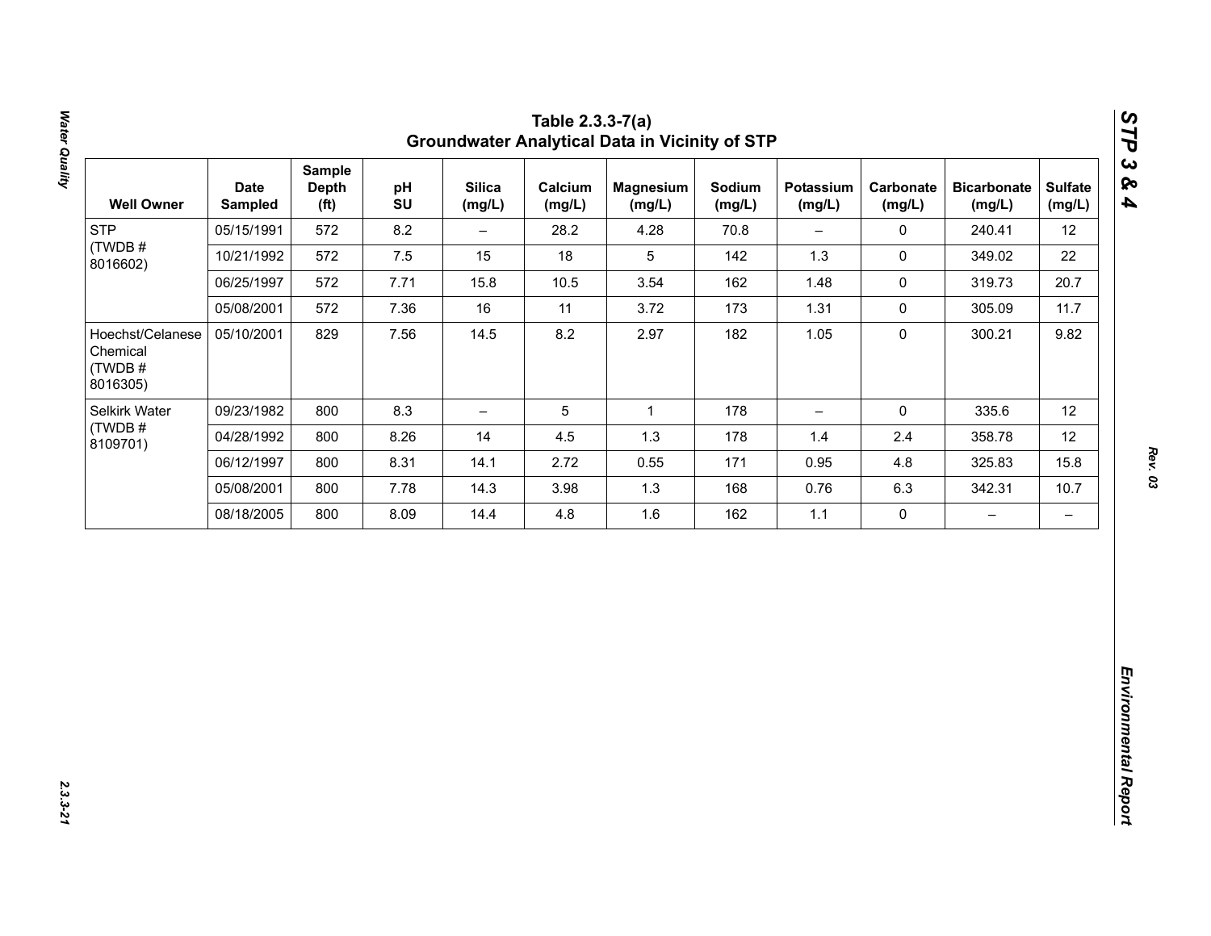# Table 2.3.3-7(a)
## Groundwater Analytical Data in Vicinity of STP

| Well Owner | Date Sampled | Sample Depth (ft) | pH SU | Silica (mg/L) | Calcium (mg/L) | Magnesium (mg/L) | Sodium (mg/L) | Potassium (mg/L) | Carbonate (mg/L) | Bicarbonate (mg/L) | Sulfate (mg/L) |
|---|---|---|---|---|---|---|---|---|---|---|---|
| STP (TWDB # 8016602) | 05/15/1991 | 572 | 8.2 | – | 28.2 | 4.28 | 70.8 | – | 0 | 240.41 | 12 |
| | 10/21/1992 | 572 | 7.5 | 15 | 18 | 5 | 142 | 1.3 | 0 | 349.02 | 22 |
| | 06/25/1997 | 572 | 7.71 | 15.8 | 10.5 | 3.54 | 162 | 1.48 | 0 | 319.73 | 20.7 |
| | 05/08/2001 | 572 | 7.36 | 16 | 11 | 3.72 | 173 | 1.31 | 0 | 305.09 | 11.7 |
| Hoechst/Celanese Chemical (TWDB # 8016305) | 05/10/2001 | 829 | 7.56 | 14.5 | 8.2 | 2.97 | 182 | 1.05 | 0 | 300.21 | 9.82 |
| Selkirk Water (TWDB # 8109701) | 09/23/1982 | 800 | 8.3 | – | 5 | 1 | 178 | – | 0 | 335.6 | 12 |
| | 04/28/1992 | 800 | 8.26 | 14 | 4.5 | 1.3 | 178 | 1.4 | 2.4 | 358.78 | 12 |
| | 06/12/1997 | 800 | 8.31 | 14.1 | 2.72 | 0.55 | 171 | 0.95 | 4.8 | 325.83 | 15.8 |
| | 05/08/2001 | 800 | 7.78 | 14.3 | 3.98 | 1.3 | 168 | 0.76 | 6.3 | 342.31 | 10.7 |
| | 08/18/2005 | 800 | 8.09 | 14.4 | 4.8 | 1.6 | 162 | 1.1 | 0 | – | – |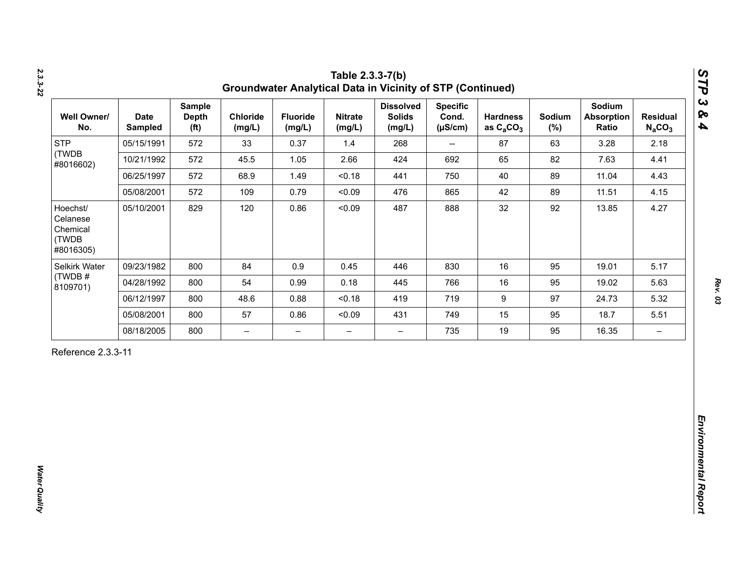## Table 2.3.3-7(b) Groundwater Analytical Data in Vicinity of STP (Continued)

| Well Owner/ No. | Date Sampled | Sample Depth (ft) | Chloride (mg/L) | Fluoride (mg/L) | Nitrate (mg/L) | Dissolved Solids (mg/L) | Specific Cond. (μS/cm) | Hardness as $C_aCO_3$ | Sodium (%) | Sodium Absorption Ratio | Residual $N_aCO_3$ |
|---|---|---|---|---|---|---|---|---|---|---|---|
| STP (TWDB #8016602) | 05/15/1991 | 572 | 33 | 0.37 | 1.4 | 268 | -- | 87 | 63 | 3.28 | 2.18 |
| | 10/21/1992 | 572 | 45.5 | 1.05 | 2.66 | 424 | 692 | 65 | 82 | 7.63 | 4.41 |
| | 06/25/1997 | 572 | 68.9 | 1.49 | <0.18 | 441 | 750 | 40 | 89 | 11.04 | 4.43 |
| | 05/08/2001 | 572 | 109 | 0.79 | <0.09 | 476 | 865 | 42 | 89 | 11.51 | 4.15 |
| Hoechst/ Celanese Chemical (TWDB #8016305) | 05/10/2001 | 829 | 120 | 0.86 | <0.09 | 487 | 888 | 32 | 92 | 13.85 | 4.27 |
| Selkirk Water (TWDB # 8109701) | 09/23/1982 | 800 | 84 | 0.9 | 0.45 | 446 | 830 | 16 | 95 | 19.01 | 5.17 |
| | 04/28/1992 | 800 | 54 | 0.99 | 0.18 | 445 | 766 | 16 | 95 | 19.02 | 5.63 |
| | 06/12/1997 | 800 | 48.6 | 0.88 | <0.18 | 419 | 719 | 9 | 97 | 24.73 | 5.32 |
| | 05/08/2001 | 800 | 57 | 0.86 | <0.09 | 431 | 749 | 15 | 95 | 18.7 | 5.51 |
| | 08/18/2005 | 800 | – | – | – | – | 735 | 19 | 95 | 16.35 | – |

Reference 2.3.3-11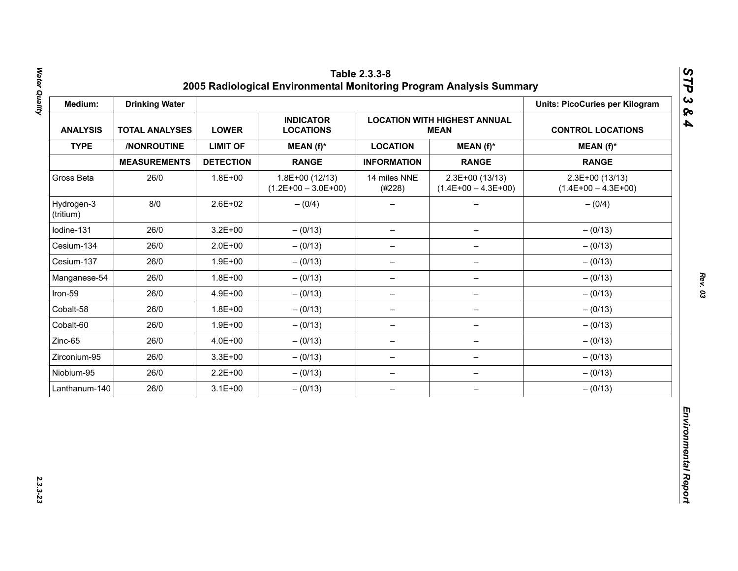# Table 2.3.3-8
## 2005 Radiological Environmental Monitoring Program Analysis Summary

| Medium: | Drinking Water | | | | | Units: PicoCuries per Kilogram |
|---|---|---|---|---|---|---|
| ANALYSIS | TOTAL ANALYSES | LOWER | INDICATOR LOCATIONS | LOCATION WITH HIGHEST ANNUAL MEAN | | CONTROL LOCATIONS |
| TYPE | /NONROUTINE | LIMIT OF | MEAN (f)* | LOCATION | MEAN (f)* | MEAN (f)* |
| | MEASUREMENTS | DETECTION | RANGE | INFORMATION | RANGE | RANGE |
| Gross Beta | 26/0 | 1.8E+00 | 1.8E+00 (12/13) (1.2E+00 – 3.0E+00) | 14 miles NNE (#228) | 2.3E+00 (13/13) (1.4E+00 – 4.3E+00) | 2.3E+00 (13/13) (1.4E+00 – 4.3E+00) |
| Hydrogen-3 (tritium) | 8/0 | 2.6E+02 | – (0/4) | – | – | – (0/4) |
| Iodine-131 | 26/0 | 3.2E+00 | – (0/13) | – | – | – (0/13) |
| Cesium-134 | 26/0 | 2.0E+00 | – (0/13) | – | – | – (0/13) |
| Cesium-137 | 26/0 | 1.9E+00 | – (0/13) | – | – | – (0/13) |
| Manganese-54 | 26/0 | 1.8E+00 | – (0/13) | – | – | – (0/13) |
| Iron-59 | 26/0 | 4.9E+00 | – (0/13) | – | – | – (0/13) |
| Cobalt-58 | 26/0 | 1.8E+00 | – (0/13) | – | – | – (0/13) |
| Cobalt-60 | 26/0 | 1.9E+00 | – (0/13) | – | – | – (0/13) |
| Zinc-65 | 26/0 | 4.0E+00 | – (0/13) | – | – | – (0/13) |
| Zirconium-95 | 26/0 | 3.3E+00 | – (0/13) | – | – | – (0/13) |
| Niobium-95 | 26/0 | 2.2E+00 | – (0/13) | – | – | – (0/13) |
| Lanthanum-140 | 26/0 | 3.1E+00 | – (0/13) | – | – | – (0/13) |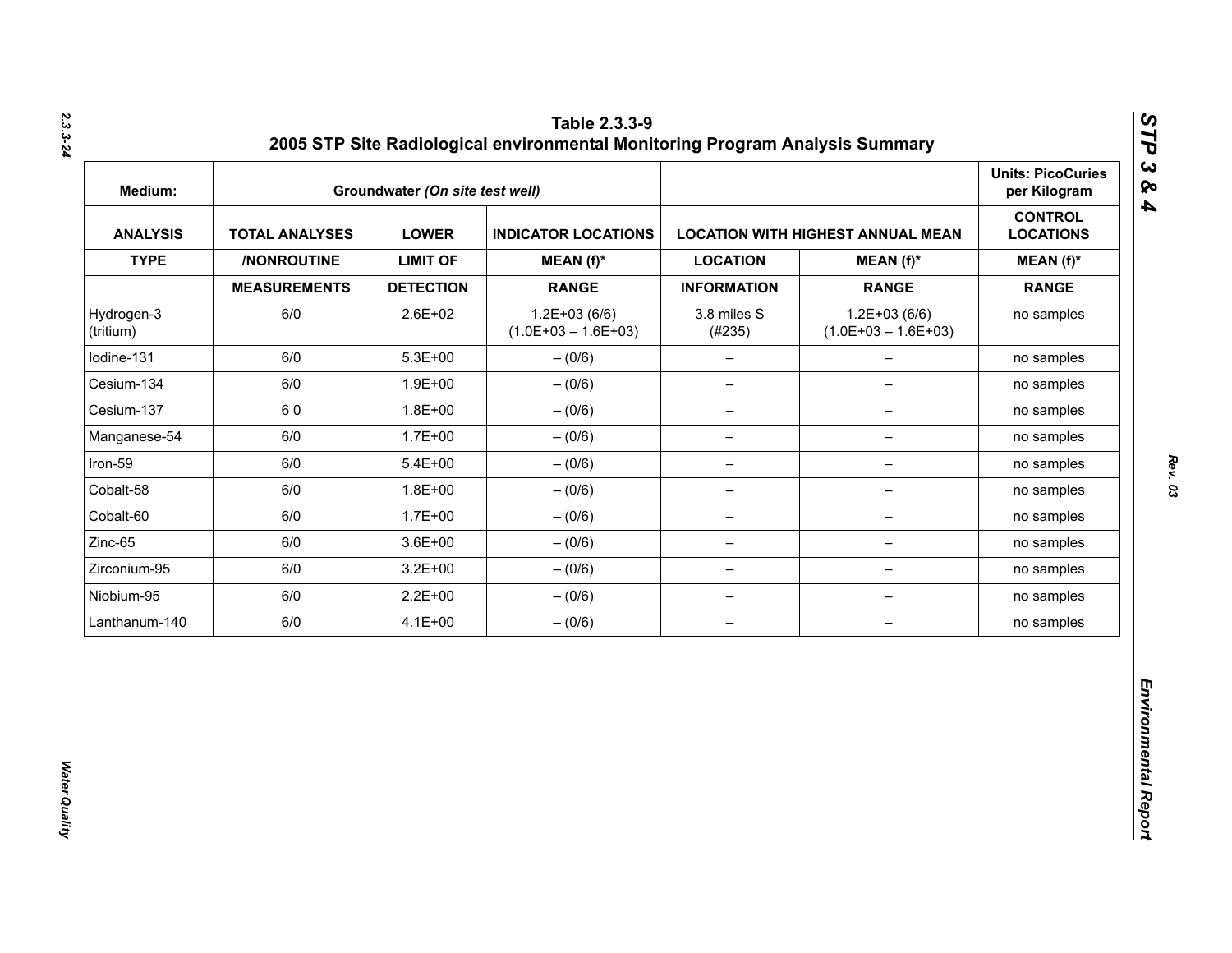## Table 2.3.3-9
## 2005 STP Site Radiological environmental Monitoring Program Analysis Summary

| Medium: | Groundwater *(On site test well)* | | | | | Units: PicoCuries per Kilogram |
|---|---|---|---|---|---|---|
| **ANALYSIS** | **TOTAL ANALYSES** | **LOWER** | **INDICATOR LOCATIONS** | **LOCATION WITH HIGHEST ANNUAL MEAN** | | **CONTROL LOCATIONS** |
| **TYPE** | **/NONROUTINE** | **LIMIT OF** | **MEAN (f)*** | **LOCATION** | **MEAN (f)*** | **MEAN (f)*** |
| | **MEASUREMENTS** | **DETECTION** | **RANGE** | **INFORMATION** | **RANGE** | **RANGE** |
| Hydrogen-3 (tritium) | 6/0 | 2.6E+02 | 1.2E+03 (6/6) (1.0E+03 – 1.6E+03) | 3.8 miles S (#235) | 1.2E+03 (6/6) (1.0E+03 – 1.6E+03) | no samples |
| Iodine-131 | 6/0 | 5.3E+00 | – (0/6) | – | – | no samples |
| Cesium-134 | 6/0 | 1.9E+00 | – (0/6) | – | – | no samples |
| Cesium-137 | 6 0 | 1.8E+00 | – (0/6) | – | – | no samples |
| Manganese-54 | 6/0 | 1.7E+00 | – (0/6) | – | – | no samples |
| Iron-59 | 6/0 | 5.4E+00 | – (0/6) | – | – | no samples |
| Cobalt-58 | 6/0 | 1.8E+00 | – (0/6) | – | – | no samples |
| Cobalt-60 | 6/0 | 1.7E+00 | – (0/6) | – | – | no samples |
| Zinc-65 | 6/0 | 3.6E+00 | – (0/6) | – | – | no samples |
| Zirconium-95 | 6/0 | 3.2E+00 | – (0/6) | – | – | no samples |
| Niobium-95 | 6/0 | 2.2E+00 | – (0/6) | – | – | no samples |
| Lanthanum-140 | 6/0 | 4.1E+00 | – (0/6) | – | – | no samples |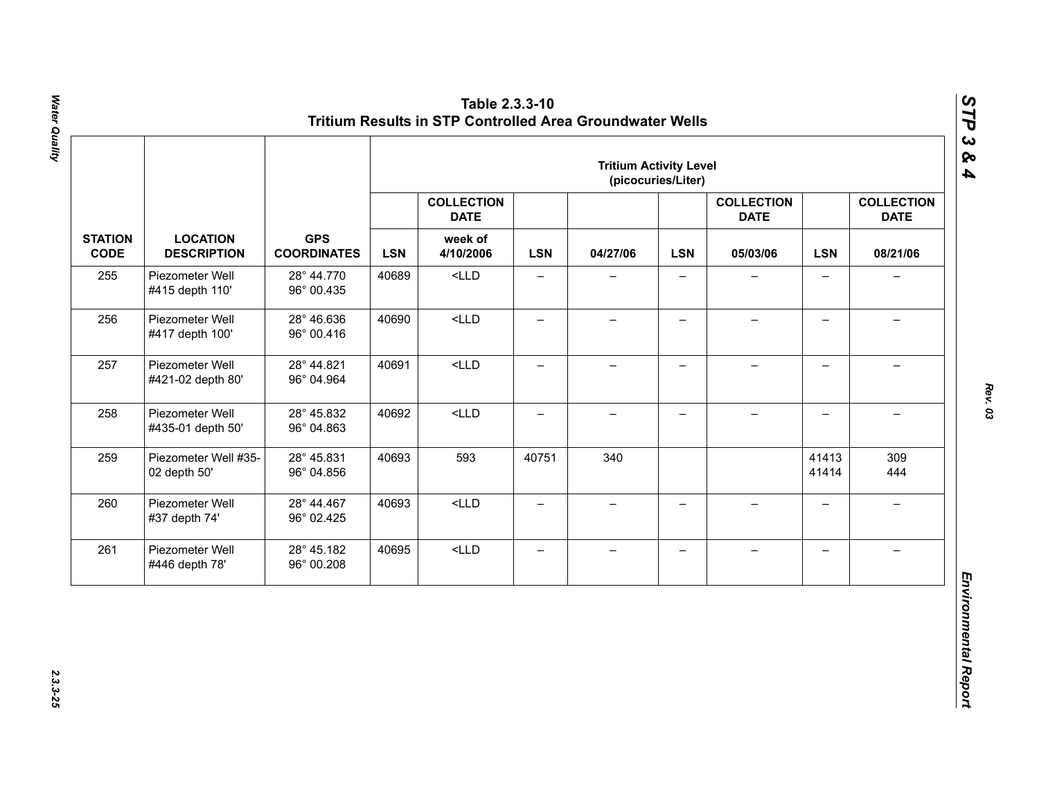# Table 2.3.3-10
## Tritium Results in STP Controlled Area Groundwater Wells

| | | | Tritium Activity Level (picocuries/Liter) | | | | | | | |
|---|---|---|---|---|---|---|---|---|---|---|
| | | | | COLLECTION DATE | | | | COLLECTION DATE | | COLLECTION DATE |
| STATION CODE | LOCATION DESCRIPTION | GPS COORDINATES | LSN | week of 4/10/2006 | LSN | 04/27/06 | LSN | 05/03/06 | LSN | 08/21/06 |
| 255 | Piezometer Well #415 depth 110' | 28° 44.770 96° 00.435 | 40689 | <LLD | – | – | – | – | – | – |
| 256 | Piezometer Well #417 depth 100' | 28° 46.636 96° 00.416 | 40690 | <LLD | – | – | – | – | – | – |
| 257 | Piezometer Well #421-02 depth 80' | 28° 44.821 96° 04.964 | 40691 | <LLD | – | – | – | – | – | – |
| 258 | Piezometer Well #435-01 depth 50' | 28° 45.832 96° 04.863 | 40692 | <LLD | – | – | – | – | – | – |
| 259 | Piezometer Well #35-02 depth 50' | 28° 45.831 96° 04.856 | 40693 | 593 | 40751 | 340 | | | 41413 41414 | 309 444 |
| 260 | Piezometer Well #37 depth 74' | 28° 44.467 96° 02.425 | 40693 | <LLD | – | – | – | – | – | – |
| 261 | Piezometer Well #446 depth 78' | 28° 45.182 96° 00.208 | 40695 | <LLD | – | – | – | – | – | – |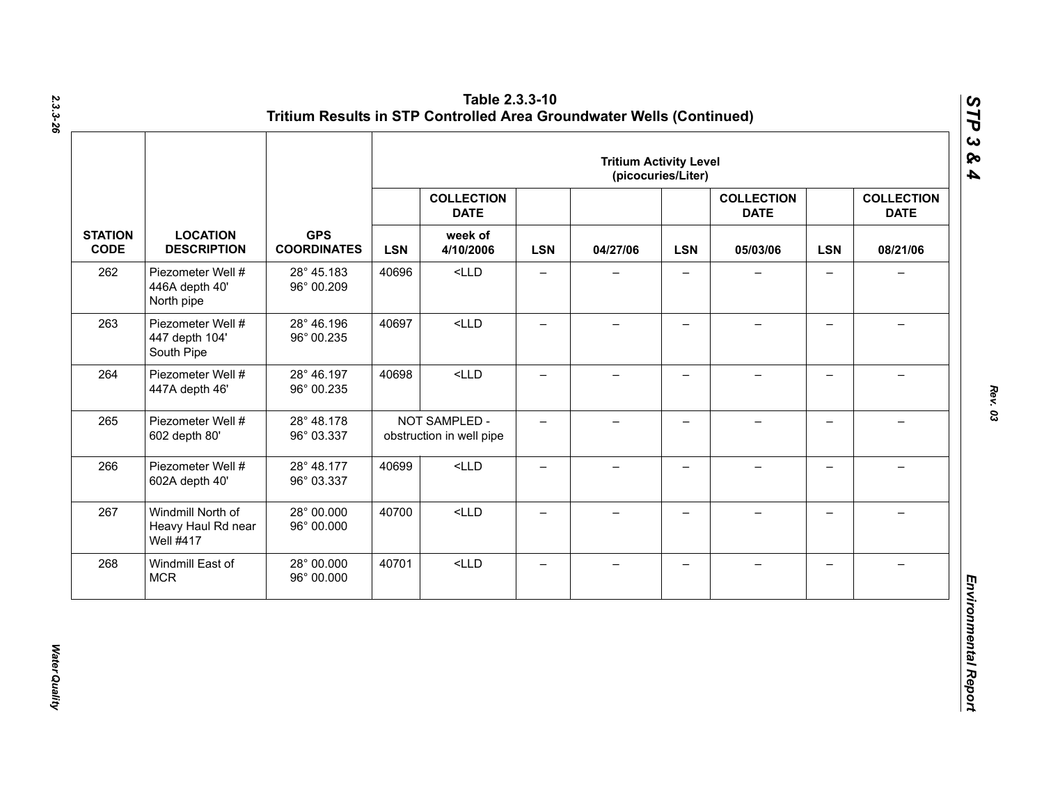# Table 2.3.3-10
## Tritium Results in STP Controlled Area Groundwater Wells (Continued)

| STATION CODE | LOCATION DESCRIPTION | GPS COORDINATES | Tritium Activity Level (picocuries/Liter) | | | | | | | |
|---|---|---|---|---|---|---|---|---|---|---|
| | | | | COLLECTION DATE | | | | COLLECTION DATE | | COLLECTION DATE |
| | | | LSN | week of 4/10/2006 | LSN | 04/27/06 | LSN | 05/03/06 | LSN | 08/21/06 |
| 262 | Piezometer Well # 446A depth 40' North pipe | 28° 45.183 96° 00.209 | 40696 | <LLD | – | – | – | – | – | – |
| 263 | Piezometer Well # 447 depth 104' South Pipe | 28° 46.196 96° 00.235 | 40697 | <LLD | – | – | – | – | – | – |
| 264 | Piezometer Well # 447A depth 46' | 28° 46.197 96° 00.235 | 40698 | <LLD | – | – | – | – | – | – |
| 265 | Piezometer Well # 602 depth 80' | 28° 48.178 96° 03.337 | NOT SAMPLED - obstruction in well pipe | | – | – | – | – | – | – |
| 266 | Piezometer Well # 602A depth 40' | 28° 48.177 96° 03.337 | 40699 | <LLD | – | – | – | – | – | – |
| 267 | Windmill North of Heavy Haul Rd near Well #417 | 28° 00.000 96° 00.000 | 40700 | <LLD | – | – | – | – | – | – |
| 268 | Windmill East of MCR | 28° 00.000 96° 00.000 | 40701 | <LLD | – | – | – | – | – | – |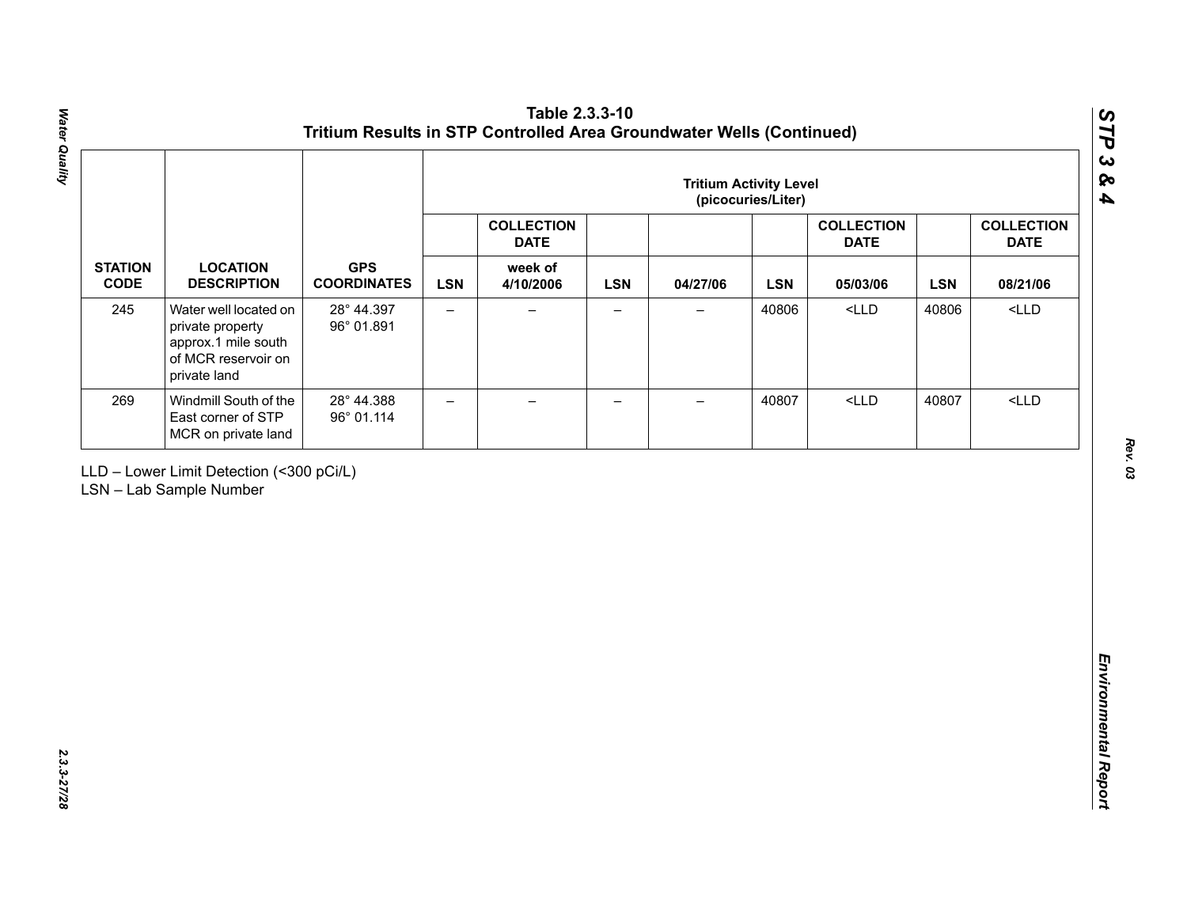# Table 2.3.3-10
## Tritium Results in STP Controlled Area Groundwater Wells (Continued)

| | | | Tritium Activity Level (picocuries/Liter) | | | | | | | |
|---|---|---|---|---|---|---|---|---|---|---|
| | | | | COLLECTION DATE | | | | COLLECTION DATE | | COLLECTION DATE |
| STATION CODE | LOCATION DESCRIPTION | GPS COORDINATES | LSN | week of 4/10/2006 | LSN | 04/27/06 | LSN | 05/03/06 | LSN | 08/21/06 |
| 245 | Water well located on private property approx.1 mile south of MCR reservoir on private land | 28° 44.397 96° 01.891 | – | – | – | – | 40806 | <LLD | 40806 | <LLD |
| 269 | Windmill South of the East corner of STP MCR on private land | 28° 44.388 96° 01.114 | – | – | – | – | 40807 | <LLD | 40807 | <LLD |

LLD – Lower Limit Detection (<300 pCi/L)
LSN – Lab Sample Number